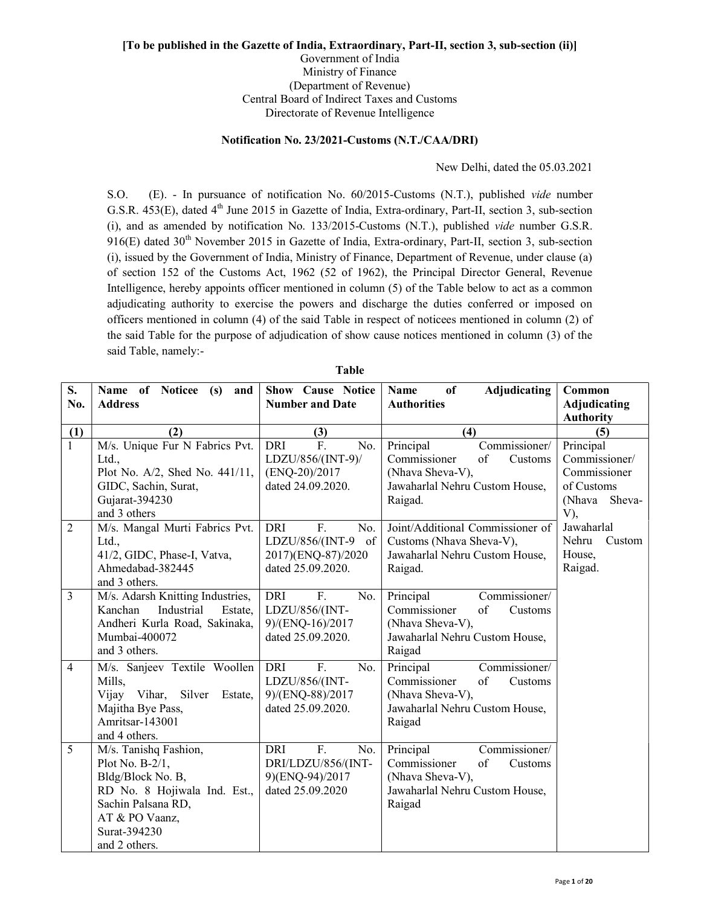**[To be published in the Gazette of India, Extraordinary, Part-II, section 3, sub-section (ii)]**

Government of India
Ministry of Finance
(Department of Revenue)
Central Board of Indirect Taxes and Customs
Directorate of Revenue Intelligence

**Notification No. 23/2021-Customs (N.T./CAA/DRI)**

New Delhi, dated the 05.03.2021

S.O. (E). - In pursuance of notification No. 60/2015-Customs (N.T.), published *vide* number G.S.R. 453(E), dated 4th June 2015 in Gazette of India, Extra-ordinary, Part-II, section 3, sub-section (i), and as amended by notification No. 133/2015-Customs (N.T.), published *vide* number G.S.R. 916(E) dated 30th November 2015 in Gazette of India, Extra-ordinary, Part-II, section 3, sub-section (i), issued by the Government of India, Ministry of Finance, Department of Revenue, under clause (a) of section 152 of the Customs Act, 1962 (52 of 1962), the Principal Director General, Revenue Intelligence, hereby appoints officer mentioned in column (5) of the Table below to act as a common adjudicating authority to exercise the powers and discharge the duties conferred or imposed on officers mentioned in column (4) of the said Table in respect of noticees mentioned in column (2) of the said Table for the purpose of adjudication of show cause notices mentioned in column (3) of the said Table, namely:-

**Table**

| S. No. | Name of Noticee (s) and Address | Show Cause Notice Number and Date | Name of Adjudicating Authorities | Common Adjudicating Authority |
|---|---|---|---|---|
| (1) | (2) | (3) | (4) | (5) |
| 1 | M/s. Unique Fur N Fabrics Pvt. Ltd., Plot No. A/2, Shed No. 441/11, GIDC, Sachin, Surat, Gujarat-394230 and 3 others | DRI F. No. LDZU/856/(INT-9)/(ENQ-20)/2017 dated 24.09.2020. | Principal Commissioner/ Commissioner of Customs (Nhava Sheva-V), Jawaharlal Nehru Custom House, Raigad. | Principal Commissioner/ Commissioner of Customs (Nhava Sheva-V), Jawaharlal Nehru Custom House, Raigad. |
| 2 | M/s. Mangal Murti Fabrics Pvt. Ltd., 41/2, GIDC, Phase-I, Vatva, Ahmedabad-382445 and 3 others. | DRI F. No. LDZU/856/(INT-9 of 2017)(ENQ-87)/2020 dated 25.09.2020. | Joint/Additional Commissioner of Customs (Nhava Sheva-V), Jawaharlal Nehru Custom House, Raigad. | |
| 3 | M/s. Adarsh Knitting Industries, Kanchan Industrial Estate, Andheri Kurla Road, Sakinaka, Mumbai-400072 and 3 others. | DRI F. No. LDZU/856/(INT-9)/(ENQ-16)/2017 dated 25.09.2020. | Principal Commissioner/ Commissioner of Customs (Nhava Sheva-V), Jawaharlal Nehru Custom House, Raigad | |
| 4 | M/s. Sanjeev Textile Woollen Mills, Vijay Vihar, Silver Estate, Majitha Bye Pass, Amritsar-143001 and 4 others. | DRI F. No. LDZU/856/(INT-9)/(ENQ-88)/2017 dated 25.09.2020. | Principal Commissioner/ Commissioner of Customs (Nhava Sheva-V), Jawaharlal Nehru Custom House, Raigad | |
| 5 | M/s. Tanishq Fashion, Plot No. B-2/1, Bldg/Block No. B, RD No. 8 Hojiwala Ind. Est., Sachin Palsana RD, AT & PO Vaanz, Surat-394230 and 2 others. | DRI F. No. DRI/LDZU/856/(INT-9)(ENQ-94)/2017 dated 25.09.2020 | Principal Commissioner/ Commissioner of Customs (Nhava Sheva-V), Jawaharlal Nehru Custom House, Raigad | |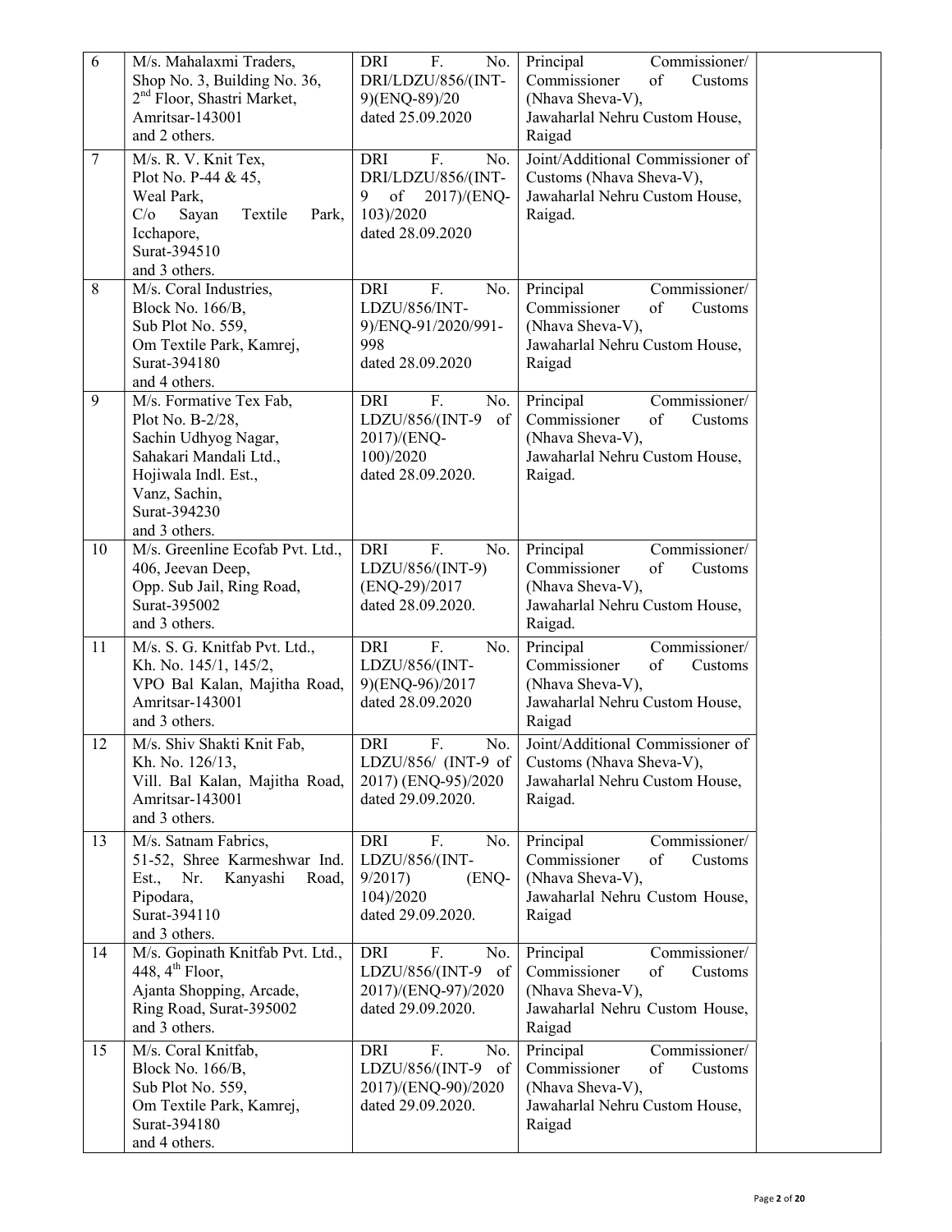| | | | | |
|---|---|---|---|---|
| 6 | M/s. Mahalaxmi Traders, Shop No. 3, Building No. 36, 2nd Floor, Shastri Market, Amritsar-143001 and 2 others. | DRI F. No. DRI/LDZU/856/(INT-9)(ENQ-89)/20 dated 25.09.2020 | Principal Commissioner/ Commissioner of Customs (Nhava Sheva-V), Jawaharlal Nehru Custom House, Raigad | |
| 7 | M/s. R. V. Knit Tex, Plot No. P-44 & 45, Weal Park, C/o Sayan Textile Park, Icchapore, Surat-394510 and 3 others. | DRI F. No. DRI/LDZU/856/(INT-9 of 2017)/(ENQ-103)/2020 dated 28.09.2020 | Joint/Additional Commissioner of Customs (Nhava Sheva-V), Jawaharlal Nehru Custom House, Raigad. | |
| 8 | M/s. Coral Industries, Block No. 166/B, Sub Plot No. 559, Om Textile Park, Kamrej, Surat-394180 and 4 others. | DRI F. No. LDZU/856/INT-9)/ENQ-91/2020/991-998 dated 28.09.2020 | Principal Commissioner/ Commissioner of Customs (Nhava Sheva-V), Jawaharlal Nehru Custom House, Raigad | |
| 9 | M/s. Formative Tex Fab, Plot No. B-2/28, Sachin Udhyog Nagar, Sahakari Mandali Ltd., Hojiwala Indl. Est., Vanz, Sachin, Surat-394230 and 3 others. | DRI F. No. LDZU/856/(INT-9 of 2017)/(ENQ-100)/2020 dated 28.09.2020. | Principal Commissioner/ Commissioner of Customs (Nhava Sheva-V), Jawaharlal Nehru Custom House, Raigad. | |
| 10 | M/s. Greenline Ecofab Pvt. Ltd., 406, Jeevan Deep, Opp. Sub Jail, Ring Road, Surat-395002 and 3 others. | DRI F. No. LDZU/856/(INT-9) (ENQ-29)/2017 dated 28.09.2020. | Principal Commissioner/ Commissioner of Customs (Nhava Sheva-V), Jawaharlal Nehru Custom House, Raigad. | |
| 11 | M/s. S. G. Knitfab Pvt. Ltd., Kh. No. 145/1, 145/2, VPO Bal Kalan, Majitha Road, Amritsar-143001 and 3 others. | DRI F. No. LDZU/856/(INT-9)(ENQ-96)/2017 dated 28.09.2020 | Principal Commissioner/ Commissioner of Customs (Nhava Sheva-V), Jawaharlal Nehru Custom House, Raigad | |
| 12 | M/s. Shiv Shakti Knit Fab, Kh. No. 126/13, Vill. Bal Kalan, Majitha Road, Amritsar-143001 and 3 others. | DRI F. No. LDZU/856/ (INT-9 of 2017) (ENQ-95)/2020 dated 29.09.2020. | Joint/Additional Commissioner of Customs (Nhava Sheva-V), Jawaharlal Nehru Custom House, Raigad. | |
| 13 | M/s. Satnam Fabrics, 51-52, Shree Karmeshwar Ind. Est., Nr. Kanyashi Road, Pipodara, Surat-394110 and 3 others. | DRI F. No. LDZU/856/(INT-9/2017) (ENQ-104)/2020 dated 29.09.2020. | Principal Commissioner/ Commissioner of Customs (Nhava Sheva-V), Jawaharlal Nehru Custom House, Raigad | |
| 14 | M/s. Gopinath Knitfab Pvt. Ltd., 448, 4th Floor, Ajanta Shopping, Arcade, Ring Road, Surat-395002 and 3 others. | DRI F. No. LDZU/856/(INT-9 of 2017)/(ENQ-97)/2020 dated 29.09.2020. | Principal Commissioner/ Commissioner of Customs (Nhava Sheva-V), Jawaharlal Nehru Custom House, Raigad | |
| 15 | M/s. Coral Knitfab, Block No. 166/B, Sub Plot No. 559, Om Textile Park, Kamrej, Surat-394180 and 4 others. | DRI F. No. LDZU/856/(INT-9 of 2017)/(ENQ-90)/2020 dated 29.09.2020. | Principal Commissioner/ Commissioner of Customs (Nhava Sheva-V), Jawaharlal Nehru Custom House, Raigad | |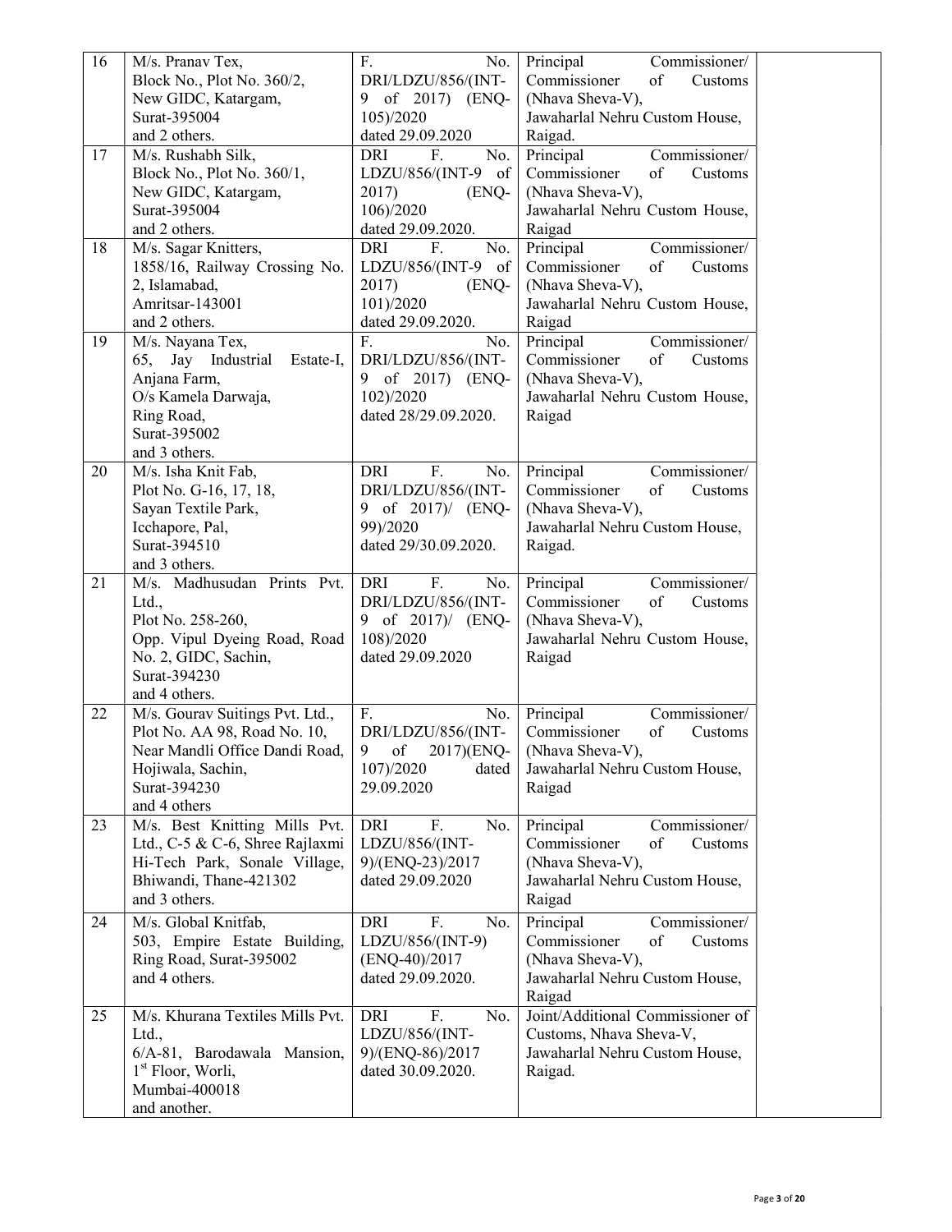| 16 | M/s. Pranav Tex,<br>Block No., Plot No. 360/2,<br>New GIDC, Katargam,<br>Surat-395004<br>and 2 others. | F. No. DRI/LDZU/856/(INT-9 of 2017) (ENQ-105)/2020<br>dated 29.09.2020 | Principal Commissioner/ Commissioner of Customs (Nhava Sheva-V),<br>Jawaharlal Nehru Custom House, Raigad. | |
|---|---|---|---|---|
| 17 | M/s. Rushabh Silk,<br>Block No., Plot No. 360/1,<br>New GIDC, Katargam,<br>Surat-395004<br>and 2 others. | DRI F. No. LDZU/856/(INT-9 of 2017) (ENQ-106)/2020<br>dated 29.09.2020. | Principal Commissioner/ Commissioner of Customs (Nhava Sheva-V),<br>Jawaharlal Nehru Custom House, Raigad | |
| 18 | M/s. Sagar Knitters,<br>1858/16, Railway Crossing No. 2, Islamabad,<br>Amritsar-143001<br>and 2 others. | DRI F. No. LDZU/856/(INT-9 of 2017) (ENQ-101)/2020<br>dated 29.09.2020. | Principal Commissioner/ Commissioner of Customs (Nhava Sheva-V),<br>Jawaharlal Nehru Custom House, Raigad | |
| 19 | M/s. Nayana Tex,<br>65, Jay Industrial Estate-I, Anjana Farm,<br>O/s Kamela Darwaja,<br>Ring Road,<br>Surat-395002<br>and 3 others. | F. No. DRI/LDZU/856/(INT-9 of 2017) (ENQ-102)/2020<br>dated 28/29.09.2020. | Principal Commissioner/ Commissioner of Customs (Nhava Sheva-V),<br>Jawaharlal Nehru Custom House, Raigad | |
| 20 | M/s. Isha Knit Fab,<br>Plot No. G-16, 17, 18,<br>Sayan Textile Park,<br>Icchapore, Pal,<br>Surat-394510<br>and 3 others. | DRI F. No. DRI/LDZU/856/(INT-9 of 2017)/ (ENQ-99)/2020<br>dated 29/30.09.2020. | Principal Commissioner/ Commissioner of Customs (Nhava Sheva-V),<br>Jawaharlal Nehru Custom House, Raigad. | |
| 21 | M/s. Madhusudan Prints Pvt. Ltd.,<br>Plot No. 258-260,<br>Opp. Vipul Dyeing Road, Road No. 2, GIDC, Sachin,<br>Surat-394230<br>and 4 others. | DRI F. No. DRI/LDZU/856/(INT-9 of 2017)/ (ENQ-108)/2020<br>dated 29.09.2020 | Principal Commissioner/ Commissioner of Customs (Nhava Sheva-V),<br>Jawaharlal Nehru Custom House, Raigad | |
| 22 | M/s. Gourav Suitings Pvt. Ltd.,<br>Plot No. AA 98, Road No. 10,<br>Near Mandli Office Dandi Road,<br>Hojiwala, Sachin,<br>Surat-394230<br>and 4 others | F. No. DRI/LDZU/856/(INT-9 of 2017)(ENQ-107)/2020 dated 29.09.2020 | Principal Commissioner/ Commissioner of Customs (Nhava Sheva-V),<br>Jawaharlal Nehru Custom House, Raigad | |
| 23 | M/s. Best Knitting Mills Pvt. Ltd., C-5 & C-6, Shree Rajlaxmi Hi-Tech Park, Sonale Village, Bhiwandi, Thane-421302<br>and 3 others. | DRI F. No. LDZU/856/(INT-9)/(ENQ-23)/2017<br>dated 29.09.2020 | Principal Commissioner/ Commissioner of Customs (Nhava Sheva-V),<br>Jawaharlal Nehru Custom House, Raigad | |
| 24 | M/s. Global Knitfab,<br>503, Empire Estate Building, Ring Road, Surat-395002<br>and 4 others. | DRI F. No. LDZU/856/(INT-9) (ENQ-40)/2017<br>dated 29.09.2020. | Principal Commissioner/ Commissioner of Customs (Nhava Sheva-V),<br>Jawaharlal Nehru Custom House, Raigad | |
| 25 | M/s. Khurana Textiles Mills Pvt. Ltd.,<br>6/A-81, Barodawala Mansion, 1st Floor, Worli,<br>Mumbai-400018<br>and another. | DRI F. No. LDZU/856/(INT-9)/(ENQ-86)/2017<br>dated 30.09.2020. | Joint/Additional Commissioner of Customs, Nhava Sheva-V,<br>Jawaharlal Nehru Custom House, Raigad. | |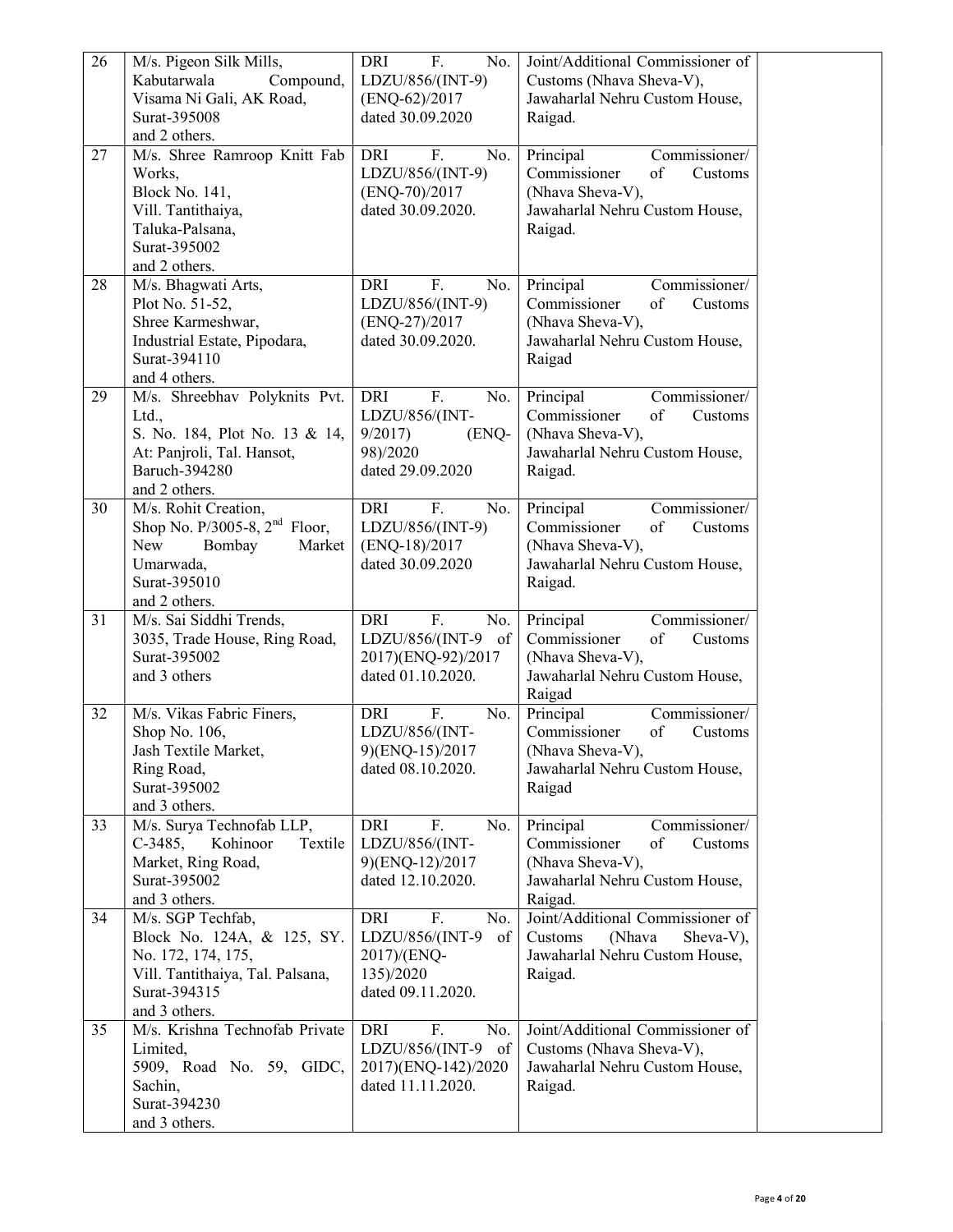| 26 | M/s. Pigeon Silk Mills,<br>Kabutarwala Compound,<br>Visama Ni Gali, AK Road,<br>Surat-395008<br>and 2 others. | DRI F. No. LDZU/856/(INT-9) (ENQ-62)/2017 dated 30.09.2020 | Joint/Additional Commissioner of Customs (Nhava Sheva-V),<br>Jawaharlal Nehru Custom House,<br>Raigad. | |
|---|---|---|---|---|
| 27 | M/s. Shree Ramroop Knitt Fab Works,<br>Block No. 141,<br>Vill. Tantithaiya,<br>Taluka-Palsana,<br>Surat-395002<br>and 2 others. | DRI F. No. LDZU/856/(INT-9) (ENQ-70)/2017 dated 30.09.2020. | Principal Commissioner/ Commissioner of Customs (Nhava Sheva-V),<br>Jawaharlal Nehru Custom House,<br>Raigad. | |
| 28 | M/s. Bhagwati Arts,<br>Plot No. 51-52,<br>Shree Karmeshwar,<br>Industrial Estate, Pipodara,<br>Surat-394110<br>and 4 others. | DRI F. No. LDZU/856/(INT-9) (ENQ-27)/2017 dated 30.09.2020. | Principal Commissioner/ Commissioner of Customs (Nhava Sheva-V),<br>Jawaharlal Nehru Custom House,<br>Raigad | |
| 29 | M/s. Shreebhav Polyknits Pvt. Ltd.,<br>S. No. 184, Plot No. 13 & 14,<br>At: Panjroli, Tal. Hansot,<br>Baruch-394280<br>and 2 others. | DRI F. No. LDZU/856/(INT-9/2017) (ENQ-98)/2020 dated 29.09.2020 | Principal Commissioner/ Commissioner of Customs (Nhava Sheva-V),<br>Jawaharlal Nehru Custom House,<br>Raigad. | |
| 30 | M/s. Rohit Creation,<br>Shop No. P/3005-8, 2nd Floor,<br>New Bombay Market Umarwada,<br>Surat-395010<br>and 2 others. | DRI F. No. LDZU/856/(INT-9) (ENQ-18)/2017 dated 30.09.2020 | Principal Commissioner/ Commissioner of Customs (Nhava Sheva-V),<br>Jawaharlal Nehru Custom House,<br>Raigad. | |
| 31 | M/s. Sai Siddhi Trends,<br>3035, Trade House, Ring Road,<br>Surat-395002<br>and 3 others | DRI F. No. LDZU/856/(INT-9 of 2017)(ENQ-92)/2017 dated 01.10.2020. | Principal Commissioner/ Commissioner of Customs (Nhava Sheva-V),<br>Jawaharlal Nehru Custom House,<br>Raigad | |
| 32 | M/s. Vikas Fabric Finers,<br>Shop No. 106,<br>Jash Textile Market,<br>Ring Road,<br>Surat-395002<br>and 3 others. | DRI F. No. LDZU/856/(INT-9)(ENQ-15)/2017 dated 08.10.2020. | Principal Commissioner/ Commissioner of Customs (Nhava Sheva-V),<br>Jawaharlal Nehru Custom House,<br>Raigad | |
| 33 | M/s. Surya Technofab LLP,<br>C-3485, Kohinoor Textile Market, Ring Road,<br>Surat-395002<br>and 3 others. | DRI F. No. LDZU/856/(INT-9)(ENQ-12)/2017 dated 12.10.2020. | Principal Commissioner/ Commissioner of Customs (Nhava Sheva-V),<br>Jawaharlal Nehru Custom House,<br>Raigad. | |
| 34 | M/s. SGP Techfab,<br>Block No. 124A, & 125, SY. No. 172, 174, 175,<br>Vill. Tantithaiya, Tal. Palsana,<br>Surat-394315<br>and 3 others. | DRI F. No. LDZU/856/(INT-9 of 2017)/(ENQ-135)/2020 dated 09.11.2020. | Joint/Additional Commissioner of Customs (Nhava Sheva-V),<br>Jawaharlal Nehru Custom House,<br>Raigad. | |
| 35 | M/s. Krishna Technofab Private Limited,<br>5909, Road No. 59, GIDC, Sachin,<br>Surat-394230<br>and 3 others. | DRI F. No. LDZU/856/(INT-9 of 2017)(ENQ-142)/2020 dated 11.11.2020. | Joint/Additional Commissioner of Customs (Nhava Sheva-V),<br>Jawaharlal Nehru Custom House,<br>Raigad. | |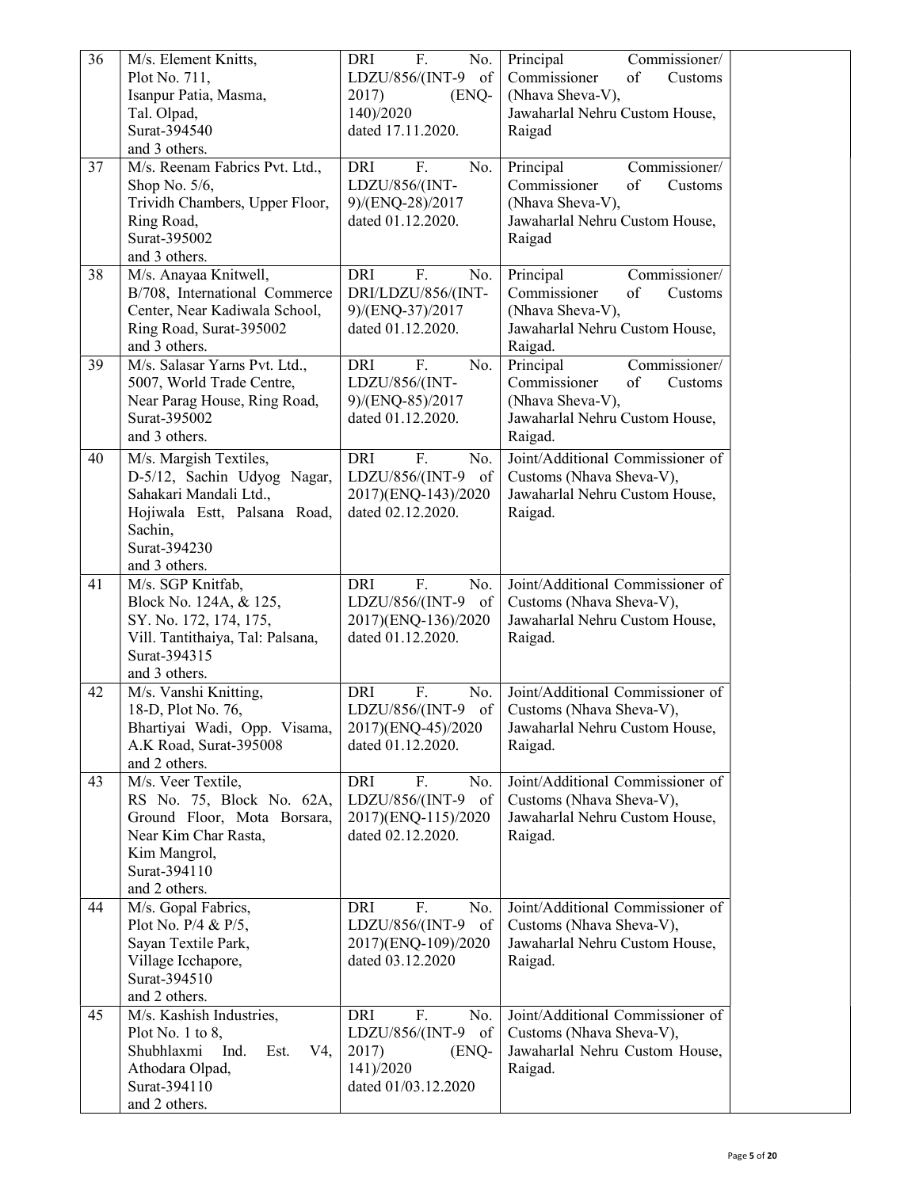| 36 | M/s. Element Knitts,<br>Plot No. 711,<br>Isanpur Patia, Masma,<br>Tal. Olpad,<br>Surat-394540<br>and 3 others. | DRI F. No. LDZU/856/(INT-9 of 2017) (ENQ-140)/2020<br>dated 17.11.2020. | Principal Commissioner/ Commissioner of Customs (Nhava Sheva-V),<br>Jawaharlal Nehru Custom House, Raigad | |
|---|---|---|---|---|
| 37 | M/s. Reenam Fabrics Pvt. Ltd.,<br>Shop No. 5/6,<br>Trividh Chambers, Upper Floor,<br>Ring Road,<br>Surat-395002<br>and 3 others. | DRI F. No. LDZU/856/(INT-9)/(ENQ-28)/2017<br>dated 01.12.2020. | Principal Commissioner/ Commissioner of Customs (Nhava Sheva-V),<br>Jawaharlal Nehru Custom House, Raigad | |
| 38 | M/s. Anayaa Knitwell,<br>B/708, International Commerce Center, Near Kadiwala School,<br>Ring Road, Surat-395002<br>and 3 others. | DRI F. No. DRI/LDZU/856/(INT-9)/(ENQ-37)/2017<br>dated 01.12.2020. | Principal Commissioner/ Commissioner of Customs (Nhava Sheva-V),<br>Jawaharlal Nehru Custom House, Raigad. | |
| 39 | M/s. Salasar Yarns Pvt. Ltd.,<br>5007, World Trade Centre,<br>Near Parag House, Ring Road,<br>Surat-395002<br>and 3 others. | DRI F. No. LDZU/856/(INT-9)/(ENQ-85)/2017<br>dated 01.12.2020. | Principal Commissioner/ Commissioner of Customs (Nhava Sheva-V),<br>Jawaharlal Nehru Custom House, Raigad. | |
| 40 | M/s. Margish Textiles,<br>D-5/12, Sachin Udyog Nagar, Sahakari Mandali Ltd.,<br>Hojiwala Estt, Palsana Road, Sachin,<br>Surat-394230<br>and 3 others. | DRI F. No. LDZU/856/(INT-9 of 2017)(ENQ-143)/2020<br>dated 02.12.2020. | Joint/Additional Commissioner of Customs (Nhava Sheva-V),<br>Jawaharlal Nehru Custom House, Raigad. | |
| 41 | M/s. SGP Knitfab,<br>Block No. 124A, & 125,<br>SY. No. 172, 174, 175,<br>Vill. Tantithaiya, Tal: Palsana,<br>Surat-394315<br>and 3 others. | DRI F. No. LDZU/856/(INT-9 of 2017)(ENQ-136)/2020<br>dated 01.12.2020. | Joint/Additional Commissioner of Customs (Nhava Sheva-V),<br>Jawaharlal Nehru Custom House, Raigad. | |
| 42 | M/s. Vanshi Knitting,<br>18-D, Plot No. 76,<br>Bhartiyai Wadi, Opp. Visama,<br>A.K Road, Surat-395008<br>and 2 others. | DRI F. No. LDZU/856/(INT-9 of 2017)(ENQ-45)/2020<br>dated 01.12.2020. | Joint/Additional Commissioner of Customs (Nhava Sheva-V),<br>Jawaharlal Nehru Custom House, Raigad. | |
| 43 | M/s. Veer Textile,<br>RS No. 75, Block No. 62A,<br>Ground Floor, Mota Borsara,<br>Near Kim Char Rasta,<br>Kim Mangrol,<br>Surat-394110<br>and 2 others. | DRI F. No. LDZU/856/(INT-9 of 2017)(ENQ-115)/2020<br>dated 02.12.2020. | Joint/Additional Commissioner of Customs (Nhava Sheva-V),<br>Jawaharlal Nehru Custom House, Raigad. | |
| 44 | M/s. Gopal Fabrics,<br>Plot No. P/4 & P/5,<br>Sayan Textile Park,<br>Village Icchapore,<br>Surat-394510<br>and 2 others. | DRI F. No. LDZU/856/(INT-9 of 2017)(ENQ-109)/2020<br>dated 03.12.2020 | Joint/Additional Commissioner of Customs (Nhava Sheva-V),<br>Jawaharlal Nehru Custom House, Raigad. | |
| 45 | M/s. Kashish Industries,<br>Plot No. 1 to 8,<br>Shubhlaxmi Ind. Est. V4,<br>Athodara Olpad,<br>Surat-394110<br>and 2 others. | DRI F. No. LDZU/856/(INT-9 of 2017) (ENQ-141)/2020<br>dated 01/03.12.2020 | Joint/Additional Commissioner of Customs (Nhava Sheva-V),<br>Jawaharlal Nehru Custom House, Raigad. | |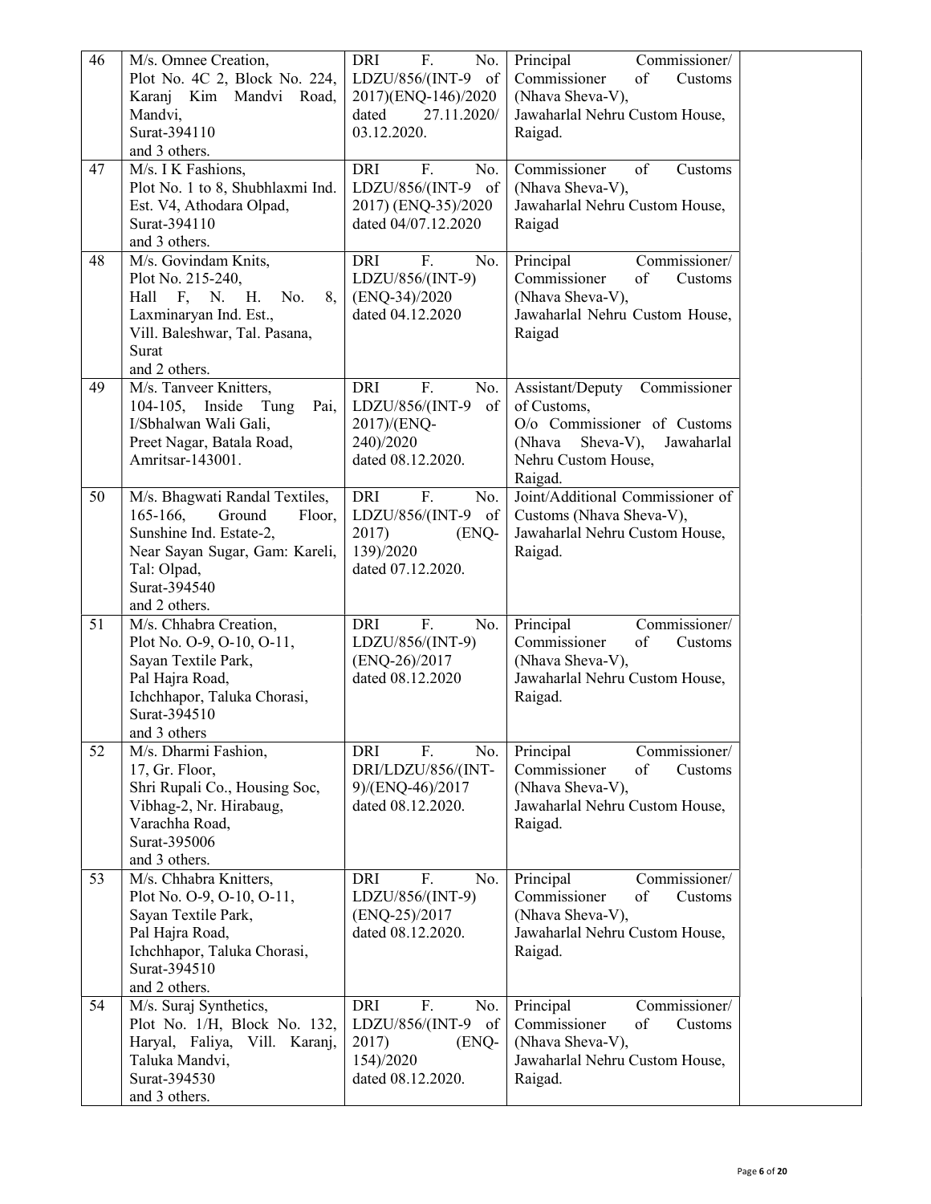| 46 | M/s. Omnee Creation, Plot No. 4C 2, Block No. 224, Karanj Kim Mandvi Road, Mandvi, Surat-394110 and 3 others. | DRI F. No. LDZU/856/(INT-9 of 2017)(ENQ-146)/2020 dated 27.11.2020/ 03.12.2020. | Principal Commissioner/ Commissioner of Customs (Nhava Sheva-V), Jawaharlal Nehru Custom House, Raigad. | |
|---|---|---|---|---|
| 47 | M/s. I K Fashions, Plot No. 1 to 8, Shubhlaxmi Ind. Est. V4, Athodara Olpad, Surat-394110 and 3 others. | DRI F. No. LDZU/856/(INT-9 of 2017) (ENQ-35)/2020 dated 04/07.12.2020 | Commissioner of Customs (Nhava Sheva-V), Jawaharlal Nehru Custom House, Raigad | |
| 48 | M/s. Govindam Knits, Plot No. 215-240, Hall F, N. H. No. 8, Laxminaryan Ind. Est., Vill. Baleshwar, Tal. Pasana, Surat and 2 others. | DRI F. No. LDZU/856/(INT-9) (ENQ-34)/2020 dated 04.12.2020 | Principal Commissioner/ Commissioner of Customs (Nhava Sheva-V), Jawaharlal Nehru Custom House, Raigad | |
| 49 | M/s. Tanveer Knitters, 104-105, Inside Tung Pai, I/Sbhalwan Wali Gali, Preet Nagar, Batala Road, Amritsar-143001. | DRI F. No. LDZU/856/(INT-9 of 2017)/(ENQ-240)/2020 dated 08.12.2020. | Assistant/Deputy Commissioner of Customs, O/o Commissioner of Customs (Nhava Sheva-V), Jawaharlal Nehru Custom House, Raigad. | |
| 50 | M/s. Bhagwati Randal Textiles, 165-166, Ground Floor, Sunshine Ind. Estate-2, Near Sayan Sugar, Gam: Kareli, Tal: Olpad, Surat-394540 and 2 others. | DRI F. No. LDZU/856/(INT-9 of 2017) (ENQ-139)/2020 dated 07.12.2020. | Joint/Additional Commissioner of Customs (Nhava Sheva-V), Jawaharlal Nehru Custom House, Raigad. | |
| 51 | M/s. Chhabra Creation, Plot No. O-9, O-10, O-11, Sayan Textile Park, Pal Hajra Road, Ichchhapor, Taluka Chorasi, Surat-394510 and 3 others | DRI F. No. LDZU/856/(INT-9) (ENQ-26)/2017 dated 08.12.2020 | Principal Commissioner/ Commissioner of Customs (Nhava Sheva-V), Jawaharlal Nehru Custom House, Raigad. | |
| 52 | M/s. Dharmi Fashion, 17, Gr. Floor, Shri Rupali Co., Housing Soc, Vibhag-2, Nr. Hirabaug, Varachha Road, Surat-395006 and 3 others. | DRI F. No. DRI/LDZU/856/(INT-9)/(ENQ-46)/2017 dated 08.12.2020. | Principal Commissioner/ Commissioner of Customs (Nhava Sheva-V), Jawaharlal Nehru Custom House, Raigad. | |
| 53 | M/s. Chhabra Knitters, Plot No. O-9, O-10, O-11, Sayan Textile Park, Pal Hajra Road, Ichchhapor, Taluka Chorasi, Surat-394510 and 2 others. | DRI F. No. LDZU/856/(INT-9) (ENQ-25)/2017 dated 08.12.2020. | Principal Commissioner/ Commissioner of Customs (Nhava Sheva-V), Jawaharlal Nehru Custom House, Raigad. | |
| 54 | M/s. Suraj Synthetics, Plot No. 1/H, Block No. 132, Haryal, Faliya, Vill. Karanj, Taluka Mandvi, Surat-394530 and 3 others. | DRI F. No. LDZU/856/(INT-9 of 2017) (ENQ-154)/2020 dated 08.12.2020. | Principal Commissioner/ Commissioner of Customs (Nhava Sheva-V), Jawaharlal Nehru Custom House, Raigad. | |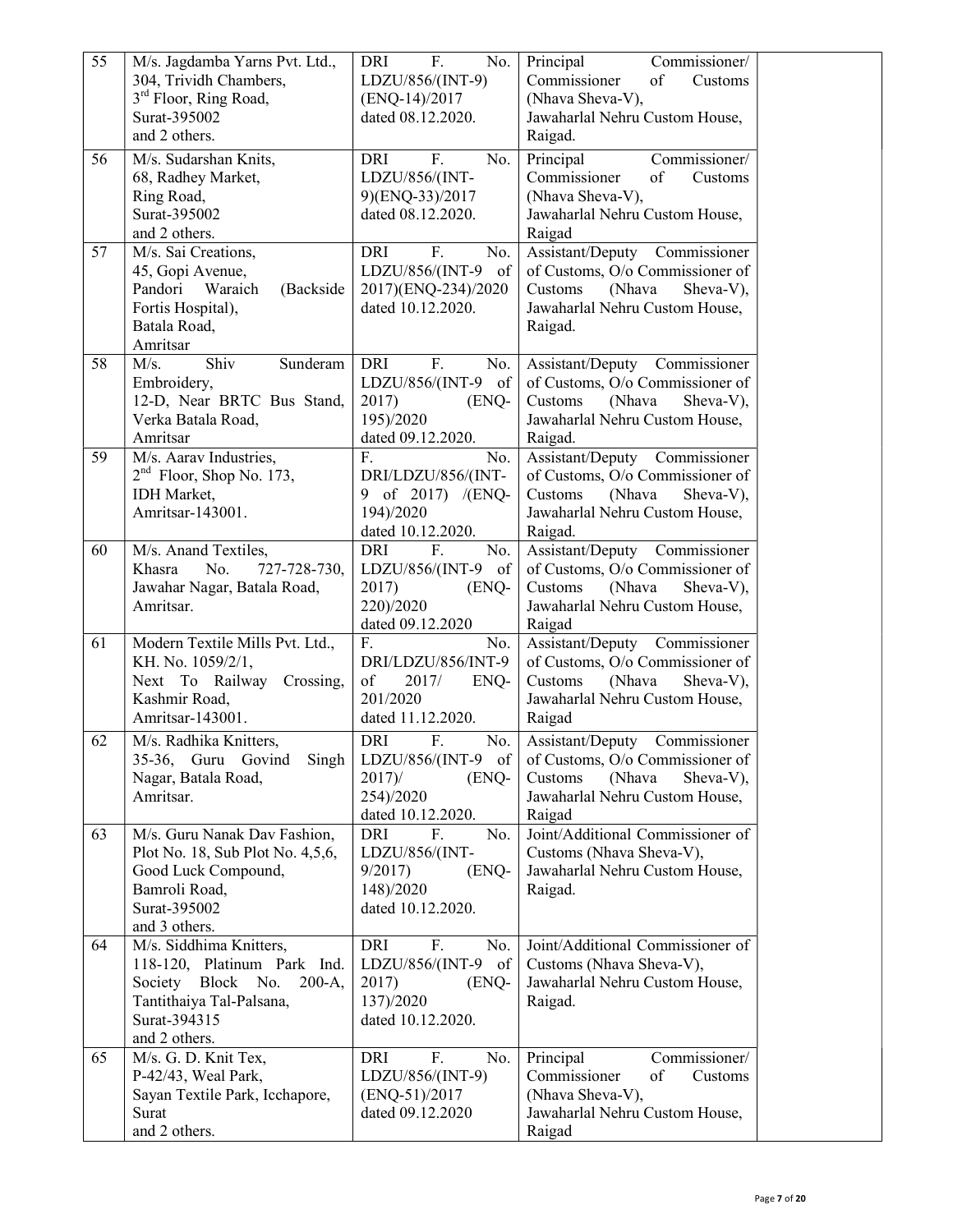| 55 | M/s. Jagdamba Yarns Pvt. Ltd., 304, Trividh Chambers, 3rd Floor, Ring Road, Surat-395002 and 2 others. | DRI F. No. LDZU/856/(INT-9) (ENQ-14)/2017 dated 08.12.2020. | Principal Commissioner/ Commissioner of Customs (Nhava Sheva-V), Jawaharlal Nehru Custom House, Raigad. | |
|---|---|---|---|---|
| 56 | M/s. Sudarshan Knits, 68, Radhey Market, Ring Road, Surat-395002 and 2 others. | DRI F. No. LDZU/856/(INT-9)(ENQ-33)/2017 dated 08.12.2020. | Principal Commissioner/ Commissioner of Customs (Nhava Sheva-V), Jawaharlal Nehru Custom House, Raigad | |
| 57 | M/s. Sai Creations, 45, Gopi Avenue, Pandori Waraich (Backside Fortis Hospital), Batala Road, Amritsar | DRI F. No. LDZU/856/(INT-9 of 2017)(ENQ-234)/2020 dated 10.12.2020. | Assistant/Deputy Commissioner of Customs, O/o Commissioner of Customs (Nhava Sheva-V), Jawaharlal Nehru Custom House, Raigad. | |
| 58 | M/s. Shiv Sunderam Embroidery, 12-D, Near BRTC Bus Stand, Verka Batala Road, Amritsar | DRI F. No. LDZU/856/(INT-9 of 2017) (ENQ-195)/2020 dated 09.12.2020. | Assistant/Deputy Commissioner of Customs, O/o Commissioner of Customs (Nhava Sheva-V), Jawaharlal Nehru Custom House, Raigad. | |
| 59 | M/s. Aarav Industries, 2nd Floor, Shop No. 173, IDH Market, Amritsar-143001. | F. No. DRI/LDZU/856/(INT-9 of 2017) /(ENQ-194)/2020 dated 10.12.2020. | Assistant/Deputy Commissioner of Customs, O/o Commissioner of Customs (Nhava Sheva-V), Jawaharlal Nehru Custom House, Raigad. | |
| 60 | M/s. Anand Textiles, Khasra No. 727-728-730, Jawahar Nagar, Batala Road, Amritsar. | DRI F. No. LDZU/856/(INT-9 of 2017) (ENQ-220)/2020 dated 09.12.2020 | Assistant/Deputy Commissioner of Customs, O/o Commissioner of Customs (Nhava Sheva-V), Jawaharlal Nehru Custom House, Raigad | |
| 61 | Modern Textile Mills Pvt. Ltd., KH. No. 1059/2/1, Next To Railway Crossing, Kashmir Road, Amritsar-143001. | F. No. DRI/LDZU/856/INT-9 of 2017/ ENQ-201/2020 dated 11.12.2020. | Assistant/Deputy Commissioner of Customs, O/o Commissioner of Customs (Nhava Sheva-V), Jawaharlal Nehru Custom House, Raigad | |
| 62 | M/s. Radhika Knitters, 35-36, Guru Govind Singh Nagar, Batala Road, Amritsar. | DRI F. No. LDZU/856/(INT-9 of 2017)/ (ENQ-254)/2020 dated 10.12.2020. | Assistant/Deputy Commissioner of Customs, O/o Commissioner of Customs (Nhava Sheva-V), Jawaharlal Nehru Custom House, Raigad | |
| 63 | M/s. Guru Nanak Dav Fashion, Plot No. 18, Sub Plot No. 4,5,6, Good Luck Compound, Bamroli Road, Surat-395002 and 3 others. | DRI F. No. LDZU/856/(INT-9/2017) (ENQ-148)/2020 dated 10.12.2020. | Joint/Additional Commissioner of Customs (Nhava Sheva-V), Jawaharlal Nehru Custom House, Raigad. | |
| 64 | M/s. Siddhima Knitters, 118-120, Platinum Park Ind. Society Block No. 200-A, Tantithaiya Tal-Palsana, Surat-394315 and 2 others. | DRI F. No. LDZU/856/(INT-9 of 2017) (ENQ-137)/2020 dated 10.12.2020. | Joint/Additional Commissioner of Customs (Nhava Sheva-V), Jawaharlal Nehru Custom House, Raigad. | |
| 65 | M/s. G. D. Knit Tex, P-42/43, Weal Park, Sayan Textile Park, Icchapore, Surat and 2 others. | DRI F. No. LDZU/856/(INT-9) (ENQ-51)/2017 dated 09.12.2020 | Principal Commissioner/ Commissioner of Customs (Nhava Sheva-V), Jawaharlal Nehru Custom House, Raigad | |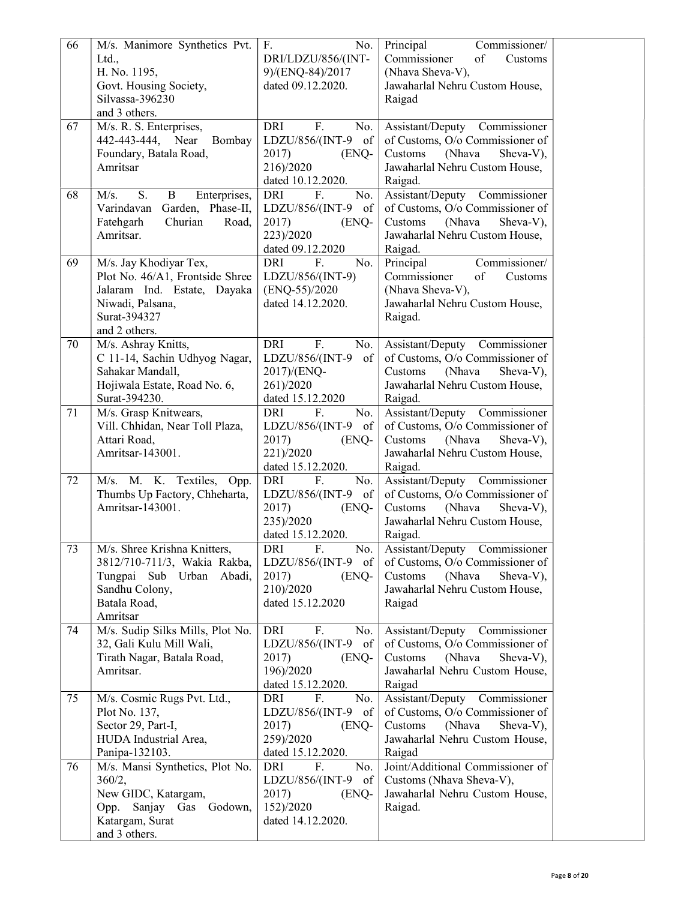| 66 | M/s. Manimore Synthetics Pvt. Ltd., H. No. 1195, Govt. Housing Society, Silvassa-396230 and 3 others. | F. No. DRI/LDZU/856/(INT-9)/(ENQ-84)/2017 dated 09.12.2020. | Principal Commissioner/ Commissioner of Customs (Nhava Sheva-V), Jawaharlal Nehru Custom House, Raigad | |
|---|---|---|---|---|
| 67 | M/s. R. S. Enterprises, 442-443-444, Near Bombay Foundary, Batala Road, Amritsar | DRI F. No. LDZU/856/(INT-9 of 2017) (ENQ-216)/2020 dated 10.12.2020. | Assistant/Deputy Commissioner of Customs, O/o Commissioner of Customs (Nhava Sheva-V), Jawaharlal Nehru Custom House, Raigad. | |
| 68 | M/s. S. B Enterprises, Varindavan Garden, Phase-II, Fatehgarh Churian Road, Amritsar. | DRI F. No. LDZU/856/(INT-9 of 2017) (ENQ-223)/2020 dated 09.12.2020 | Assistant/Deputy Commissioner of Customs, O/o Commissioner of Customs (Nhava Sheva-V), Jawaharlal Nehru Custom House, Raigad. | |
| 69 | M/s. Jay Khodiyar Tex, Plot No. 46/A1, Frontside Shree Jalaram Ind. Estate, Dayaka Niwadi, Palsana, Surat-394327 and 2 others. | DRI F. No. LDZU/856/(INT-9) (ENQ-55)/2020 dated 14.12.2020. | Principal Commissioner/ Commissioner of Customs (Nhava Sheva-V), Jawaharlal Nehru Custom House, Raigad. | |
| 70 | M/s. Ashray Knitts, C 11-14, Sachin Udhyog Nagar, Sahakar Mandall, Hojiwala Estate, Road No. 6, Surat-394230. | DRI F. No. LDZU/856/(INT-9 of 2017)/(ENQ-261)/2020 dated 15.12.2020 | Assistant/Deputy Commissioner of Customs, O/o Commissioner of Customs (Nhava Sheva-V), Jawaharlal Nehru Custom House, Raigad. | |
| 71 | M/s. Grasp Knitwears, Vill. Chhidan, Near Toll Plaza, Attari Road, Amritsar-143001. | DRI F. No. LDZU/856/(INT-9 of 2017) (ENQ-221)/2020 dated 15.12.2020. | Assistant/Deputy Commissioner of Customs, O/o Commissioner of Customs (Nhava Sheva-V), Jawaharlal Nehru Custom House, Raigad. | |
| 72 | M/s. M. K. Textiles, Opp. Thumbs Up Factory, Chheharta, Amritsar-143001. | DRI F. No. LDZU/856/(INT-9 of 2017) (ENQ-235)/2020 dated 15.12.2020. | Assistant/Deputy Commissioner of Customs, O/o Commissioner of Customs (Nhava Sheva-V), Jawaharlal Nehru Custom House, Raigad. | |
| 73 | M/s. Shree Krishna Knitters, 3812/710-711/3, Wakia Rakba, Tungpai Sub Urban Abadi, Sandhu Colony, Batala Road, Amritsar | DRI F. No. LDZU/856/(INT-9 of 2017) (ENQ-210)/2020 dated 15.12.2020 | Assistant/Deputy Commissioner of Customs, O/o Commissioner of Customs (Nhava Sheva-V), Jawaharlal Nehru Custom House, Raigad | |
| 74 | M/s. Sudip Silks Mills, Plot No. 32, Gali Kulu Mill Wali, Tirath Nagar, Batala Road, Amritsar. | DRI F. No. LDZU/856/(INT-9 of 2017) (ENQ-196)/2020 dated 15.12.2020. | Assistant/Deputy Commissioner of Customs, O/o Commissioner of Customs (Nhava Sheva-V), Jawaharlal Nehru Custom House, Raigad | |
| 75 | M/s. Cosmic Rugs Pvt. Ltd., Plot No. 137, Sector 29, Part-I, HUDA Industrial Area, Panipa-132103. | DRI F. No. LDZU/856/(INT-9 of 2017) (ENQ-259)/2020 dated 15.12.2020. | Assistant/Deputy Commissioner of Customs, O/o Commissioner of Customs (Nhava Sheva-V), Jawaharlal Nehru Custom House, Raigad | |
| 76 | M/s. Mansi Synthetics, Plot No. 360/2, New GIDC, Katargam, Opp. Sanjay Gas Godown, Katargam, Surat and 3 others. | DRI F. No. LDZU/856/(INT-9 of 2017) (ENQ-152)/2020 dated 14.12.2020. | Joint/Additional Commissioner of Customs (Nhava Sheva-V), Jawaharlal Nehru Custom House, Raigad. | |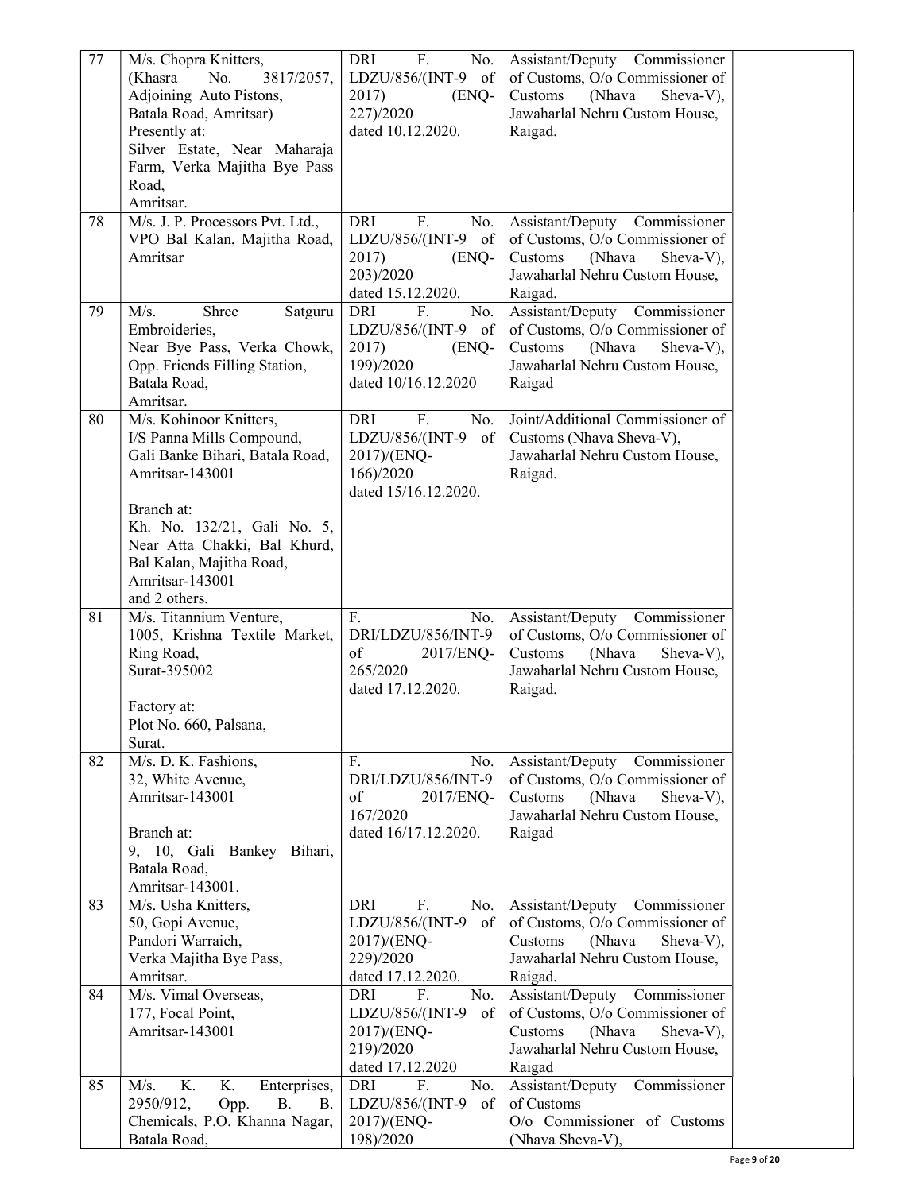| 77 | M/s. Chopra Knitters,<br>(Khasra No. 3817/2057, Adjoining Auto Pistons, Batala Road, Amritsar)<br>Presently at:<br>Silver Estate, Near Maharaja Farm, Verka Majitha Bye Pass Road,<br>Amritsar. | DRI F. No. LDZU/856/(INT-9 of 2017) (ENQ-227)/2020 dated 10.12.2020. | Assistant/Deputy Commissioner of Customs, O/o Commissioner of Customs (Nhava Sheva-V), Jawaharlal Nehru Custom House, Raigad. | |
|---|---|---|---|---|
| 78 | M/s. J. P. Processors Pvt. Ltd., VPO Bal Kalan, Majitha Road, Amritsar | DRI F. No. LDZU/856/(INT-9 of 2017) (ENQ-203)/2020 dated 15.12.2020. | Assistant/Deputy Commissioner of Customs, O/o Commissioner of Customs (Nhava Sheva-V), Jawaharlal Nehru Custom House, Raigad. | |
| 79 | M/s. Shree Satguru Embroideries,<br>Near Bye Pass, Verka Chowk, Opp. Friends Filling Station, Batala Road,<br>Amritsar. | DRI F. No. LDZU/856/(INT-9 of 2017) (ENQ-199)/2020 dated 10/16.12.2020 | Assistant/Deputy Commissioner of Customs, O/o Commissioner of Customs (Nhava Sheva-V), Jawaharlal Nehru Custom House, Raigad | |
| 80 | M/s. Kohinoor Knitters,<br>I/S Panna Mills Compound, Gali Banke Bihari, Batala Road, Amritsar-143001<br><br>Branch at:<br>Kh. No. 132/21, Gali No. 5, Near Atta Chakki, Bal Khurd, Bal Kalan, Majitha Road, Amritsar-143001<br>and 2 others. | DRI F. No. LDZU/856/(INT-9 of 2017)/(ENQ-166)/2020 dated 15/16.12.2020. | Joint/Additional Commissioner of Customs (Nhava Sheva-V), Jawaharlal Nehru Custom House, Raigad. | |
| 81 | M/s. Titannium Venture,<br>1005, Krishna Textile Market, Ring Road,<br>Surat-395002<br><br>Factory at:<br>Plot No. 660, Palsana,<br>Surat. | F. No. DRI/LDZU/856/INT-9 of 2017/ENQ-265/2020 dated 17.12.2020. | Assistant/Deputy Commissioner of Customs, O/o Commissioner of Customs (Nhava Sheva-V), Jawaharlal Nehru Custom House, Raigad. | |
| 82 | M/s. D. K. Fashions,<br>32, White Avenue,<br>Amritsar-143001<br><br>Branch at:<br>9, 10, Gali Bankey Bihari, Batala Road,<br>Amritsar-143001. | F. No. DRI/LDZU/856/INT-9 of 2017/ENQ-167/2020 dated 16/17.12.2020. | Assistant/Deputy Commissioner of Customs, O/o Commissioner of Customs (Nhava Sheva-V), Jawaharlal Nehru Custom House, Raigad | |
| 83 | M/s. Usha Knitters,<br>50, Gopi Avenue,<br>Pandori Warraich,<br>Verka Majitha Bye Pass,<br>Amritsar. | DRI F. No. LDZU/856/(INT-9 of 2017)/(ENQ-229)/2020 dated 17.12.2020. | Assistant/Deputy Commissioner of Customs, O/o Commissioner of Customs (Nhava Sheva-V), Jawaharlal Nehru Custom House, Raigad. | |
| 84 | M/s. Vimal Overseas,<br>177, Focal Point,<br>Amritsar-143001 | DRI F. No. LDZU/856/(INT-9 of 2017)/(ENQ-219)/2020 dated 17.12.2020 | Assistant/Deputy Commissioner of Customs, O/o Commissioner of Customs (Nhava Sheva-V), Jawaharlal Nehru Custom House, Raigad | |
| 85 | M/s. K. K. Enterprises, 2950/912, Opp. B. B. Chemicals, P.O. Khanna Nagar, Batala Road, | DRI F. No. LDZU/856/(INT-9 of 2017)/(ENQ-198)/2020 | Assistant/Deputy Commissioner of Customs<br>O/o Commissioner of Customs (Nhava Sheva-V), | |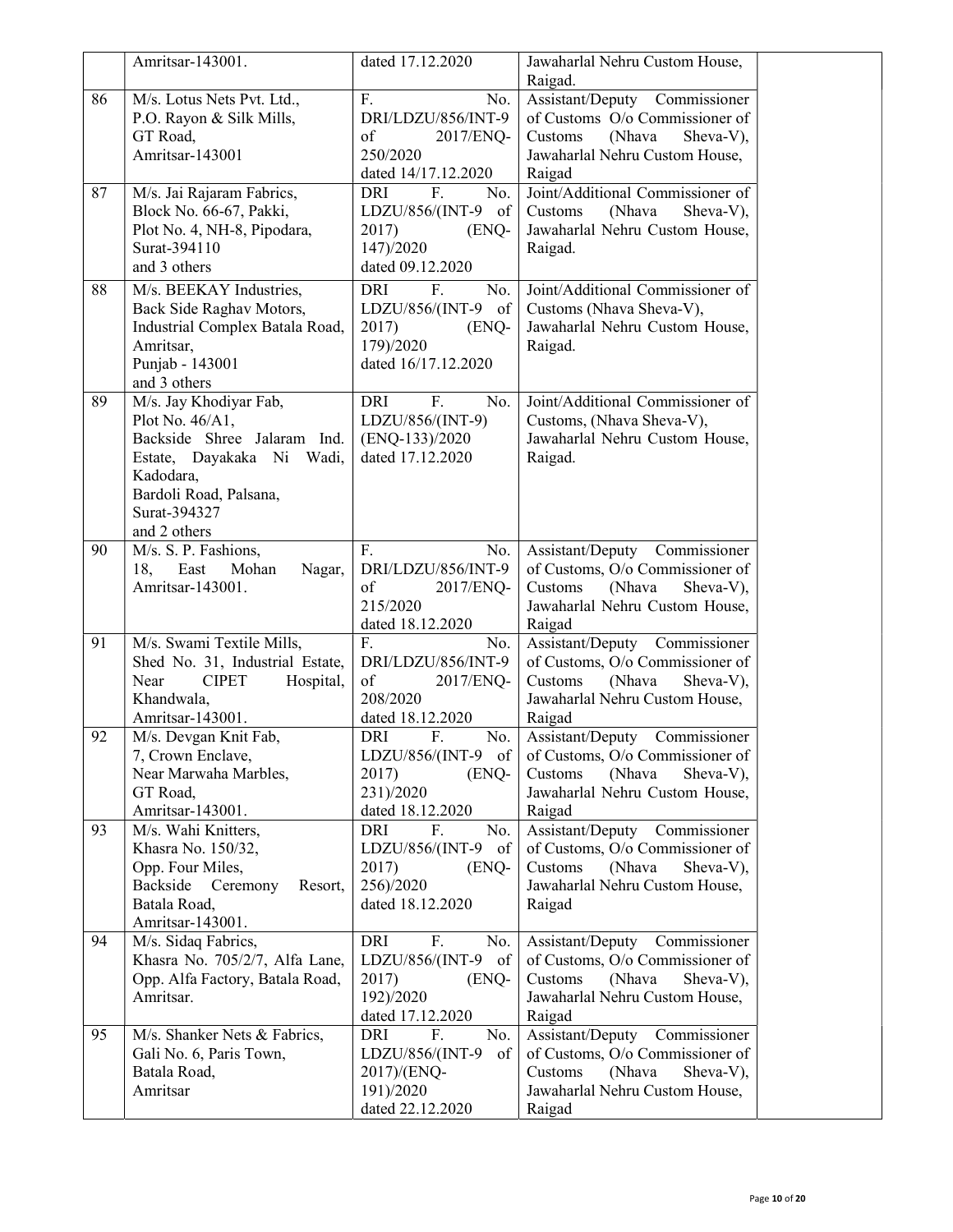| | Amritsar-143001. | dated 17.12.2020 | Jawaharlal Nehru Custom House, Raigad. | |
|---|---|---|---|---|
| 86 | M/s. Lotus Nets Pvt. Ltd., P.O. Rayon & Silk Mills, GT Road, Amritsar-143001 | F. No. DRI/LDZU/856/INT-9 of 2017/ENQ-250/2020 dated 14/17.12.2020 | Assistant/Deputy Commissioner of Customs O/o Commissioner of Customs (Nhava Sheva-V), Jawaharlal Nehru Custom House, Raigad | |
| 87 | M/s. Jai Rajaram Fabrics, Block No. 66-67, Pakki, Plot No. 4, NH-8, Pipodara, Surat-394110 and 3 others | DRI F. No. LDZU/856/(INT-9 of 2017) (ENQ-147)/2020 dated 09.12.2020 | Joint/Additional Commissioner of Customs (Nhava Sheva-V), Jawaharlal Nehru Custom House, Raigad. | |
| 88 | M/s. BEEKAY Industries, Back Side Raghav Motors, Industrial Complex Batala Road, Amritsar, Punjab - 143001 and 3 others | DRI F. No. LDZU/856/(INT-9 of 2017) (ENQ-179)/2020 dated 16/17.12.2020 | Joint/Additional Commissioner of Customs (Nhava Sheva-V), Jawaharlal Nehru Custom House, Raigad. | |
| 89 | M/s. Jay Khodiyar Fab, Plot No. 46/A1, Backside Shree Jalaram Ind. Estate, Dayakaka Ni Wadi, Kadodara, Bardoli Road, Palsana, Surat-394327 and 2 others | DRI F. No. LDZU/856/(INT-9) (ENQ-133)/2020 dated 17.12.2020 | Joint/Additional Commissioner of Customs, (Nhava Sheva-V), Jawaharlal Nehru Custom House, Raigad. | |
| 90 | M/s. S. P. Fashions, 18, East Mohan Nagar, Amritsar-143001. | F. No. DRI/LDZU/856/INT-9 of 2017/ENQ-215/2020 dated 18.12.2020 | Assistant/Deputy Commissioner of Customs, O/o Commissioner of Customs (Nhava Sheva-V), Jawaharlal Nehru Custom House, Raigad | |
| 91 | M/s. Swami Textile Mills, Shed No. 31, Industrial Estate, Near CIPET Hospital, Khandwala, Amritsar-143001. | F. No. DRI/LDZU/856/INT-9 of 2017/ENQ-208/2020 dated 18.12.2020 | Assistant/Deputy Commissioner of Customs, O/o Commissioner of Customs (Nhava Sheva-V), Jawaharlal Nehru Custom House, Raigad | |
| 92 | M/s. Devgan Knit Fab, 7, Crown Enclave, Near Marwaha Marbles, GT Road, Amritsar-143001. | DRI F. No. LDZU/856/(INT-9 of 2017) (ENQ-231)/2020 dated 18.12.2020 | Assistant/Deputy Commissioner of Customs, O/o Commissioner of Customs (Nhava Sheva-V), Jawaharlal Nehru Custom House, Raigad | |
| 93 | M/s. Wahi Knitters, Khasra No. 150/32, Opp. Four Miles, Backside Ceremony Resort, Batala Road, Amritsar-143001. | DRI F. No. LDZU/856/(INT-9 of 2017) (ENQ-256)/2020 dated 18.12.2020 | Assistant/Deputy Commissioner of Customs, O/o Commissioner of Customs (Nhava Sheva-V), Jawaharlal Nehru Custom House, Raigad | |
| 94 | M/s. Sidaq Fabrics, Khasra No. 705/2/7, Alfa Lane, Opp. Alfa Factory, Batala Road, Amritsar. | DRI F. No. LDZU/856/(INT-9 of 2017) (ENQ-192)/2020 dated 17.12.2020 | Assistant/Deputy Commissioner of Customs, O/o Commissioner of Customs (Nhava Sheva-V), Jawaharlal Nehru Custom House, Raigad | |
| 95 | M/s. Shanker Nets & Fabrics, Gali No. 6, Paris Town, Batala Road, Amritsar | DRI F. No. LDZU/856/(INT-9 of 2017)/(ENQ-191)/2020 dated 22.12.2020 | Assistant/Deputy Commissioner of Customs, O/o Commissioner of Customs (Nhava Sheva-V), Jawaharlal Nehru Custom House, Raigad | |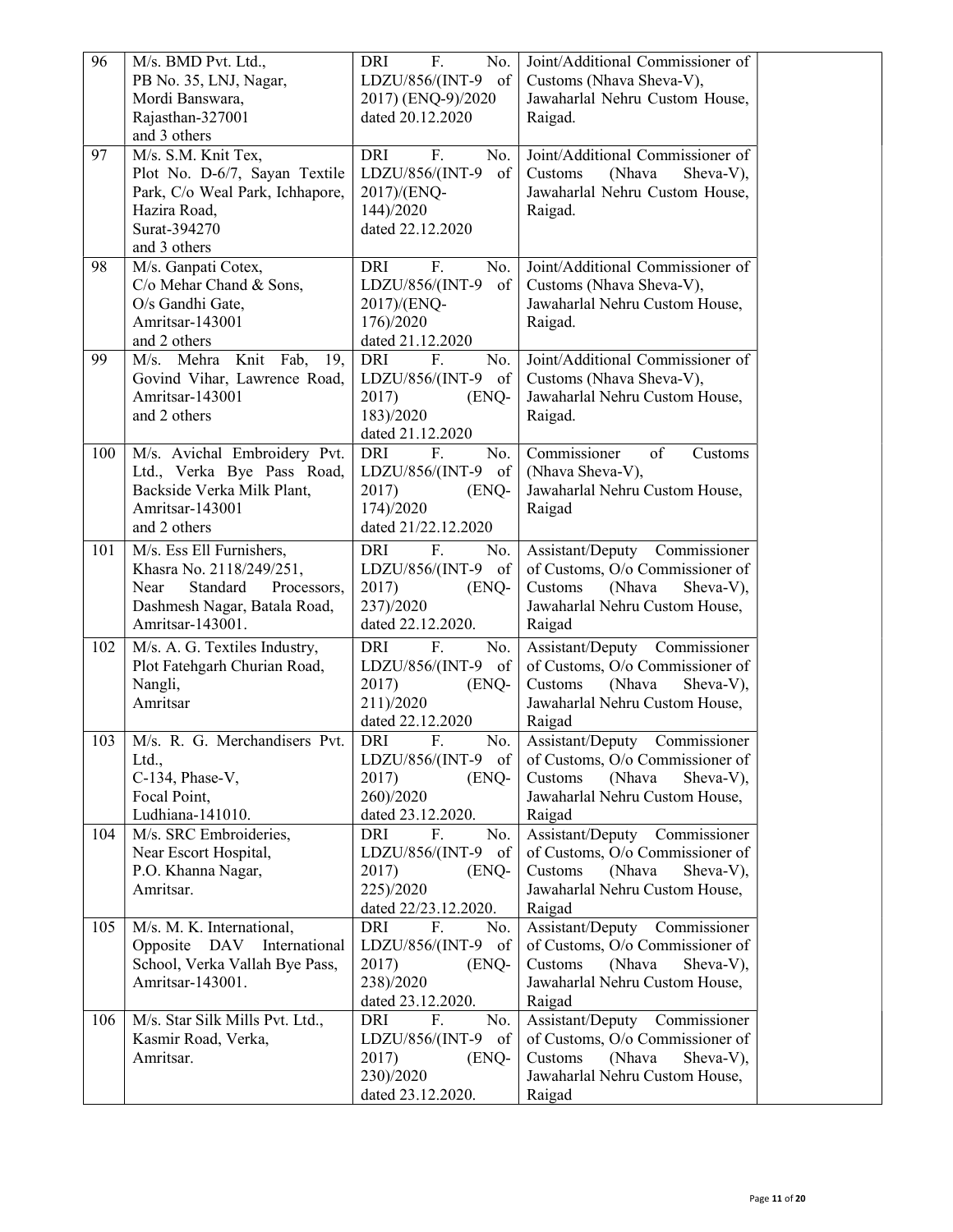| 96 | M/s. BMD Pvt. Ltd., PB No. 35, LNJ, Nagar, Mordi Banswara, Rajasthan-327001 and 3 others | DRI F. No. LDZU/856/(INT-9 of 2017) (ENQ-9)/2020 dated 20.12.2020 | Joint/Additional Commissioner of Customs (Nhava Sheva-V), Jawaharlal Nehru Custom House, Raigad. | |
|---|---|---|---|---|
| 97 | M/s. S.M. Knit Tex, Plot No. D-6/7, Sayan Textile Park, C/o Weal Park, Ichhapore, Hazira Road, Surat-394270 and 3 others | DRI F. No. LDZU/856/(INT-9 of 2017)/(ENQ-144)/2020 dated 22.12.2020 | Joint/Additional Commissioner of Customs (Nhava Sheva-V), Jawaharlal Nehru Custom House, Raigad. | |
| 98 | M/s. Ganpati Cotex, C/o Mehar Chand & Sons, O/s Gandhi Gate, Amritsar-143001 and 2 others | DRI F. No. LDZU/856/(INT-9 of 2017)/(ENQ-176)/2020 dated 21.12.2020 | Joint/Additional Commissioner of Customs (Nhava Sheva-V), Jawaharlal Nehru Custom House, Raigad. | |
| 99 | M/s. Mehra Knit Fab, 19, Govind Vihar, Lawrence Road, Amritsar-143001 and 2 others | DRI F. No. LDZU/856/(INT-9 of 2017) (ENQ-183)/2020 dated 21.12.2020 | Joint/Additional Commissioner of Customs (Nhava Sheva-V), Jawaharlal Nehru Custom House, Raigad. | |
| 100 | M/s. Avichal Embroidery Pvt. Ltd., Verka Bye Pass Road, Backside Verka Milk Plant, Amritsar-143001 and 2 others | DRI F. No. LDZU/856/(INT-9 of 2017) (ENQ-174)/2020 dated 21/22.12.2020 | Commissioner of Customs (Nhava Sheva-V), Jawaharlal Nehru Custom House, Raigad | |
| 101 | M/s. Ess Ell Furnishers, Khasra No. 2118/249/251, Near Standard Processors, Dashmesh Nagar, Batala Road, Amritsar-143001. | DRI F. No. LDZU/856/(INT-9 of 2017) (ENQ-237)/2020 dated 22.12.2020. | Assistant/Deputy Commissioner of Customs, O/o Commissioner of Customs (Nhava Sheva-V), Jawaharlal Nehru Custom House, Raigad | |
| 102 | M/s. A. G. Textiles Industry, Plot Fatehgarh Churian Road, Nangli, Amritsar | DRI F. No. LDZU/856/(INT-9 of 2017) (ENQ-211)/2020 dated 22.12.2020 | Assistant/Deputy Commissioner of Customs, O/o Commissioner of Customs (Nhava Sheva-V), Jawaharlal Nehru Custom House, Raigad | |
| 103 | M/s. R. G. Merchandisers Pvt. Ltd., C-134, Phase-V, Focal Point, Ludhiana-141010. | DRI F. No. LDZU/856/(INT-9 of 2017) (ENQ-260)/2020 dated 23.12.2020. | Assistant/Deputy Commissioner of Customs, O/o Commissioner of Customs (Nhava Sheva-V), Jawaharlal Nehru Custom House, Raigad | |
| 104 | M/s. SRC Embroideries, Near Escort Hospital, P.O. Khanna Nagar, Amritsar. | DRI F. No. LDZU/856/(INT-9 of 2017) (ENQ-225)/2020 dated 22/23.12.2020. | Assistant/Deputy Commissioner of Customs, O/o Commissioner of Customs (Nhava Sheva-V), Jawaharlal Nehru Custom House, Raigad | |
| 105 | M/s. M. K. International, Opposite DAV International School, Verka Vallah Bye Pass, Amritsar-143001. | DRI F. No. LDZU/856/(INT-9 of 2017) (ENQ-238)/2020 dated 23.12.2020. | Assistant/Deputy Commissioner of Customs, O/o Commissioner of Customs (Nhava Sheva-V), Jawaharlal Nehru Custom House, Raigad | |
| 106 | M/s. Star Silk Mills Pvt. Ltd., Kasmir Road, Verka, Amritsar. | DRI F. No. LDZU/856/(INT-9 of 2017) (ENQ-230)/2020 dated 23.12.2020. | Assistant/Deputy Commissioner of Customs, O/o Commissioner of Customs (Nhava Sheva-V), Jawaharlal Nehru Custom House, Raigad | |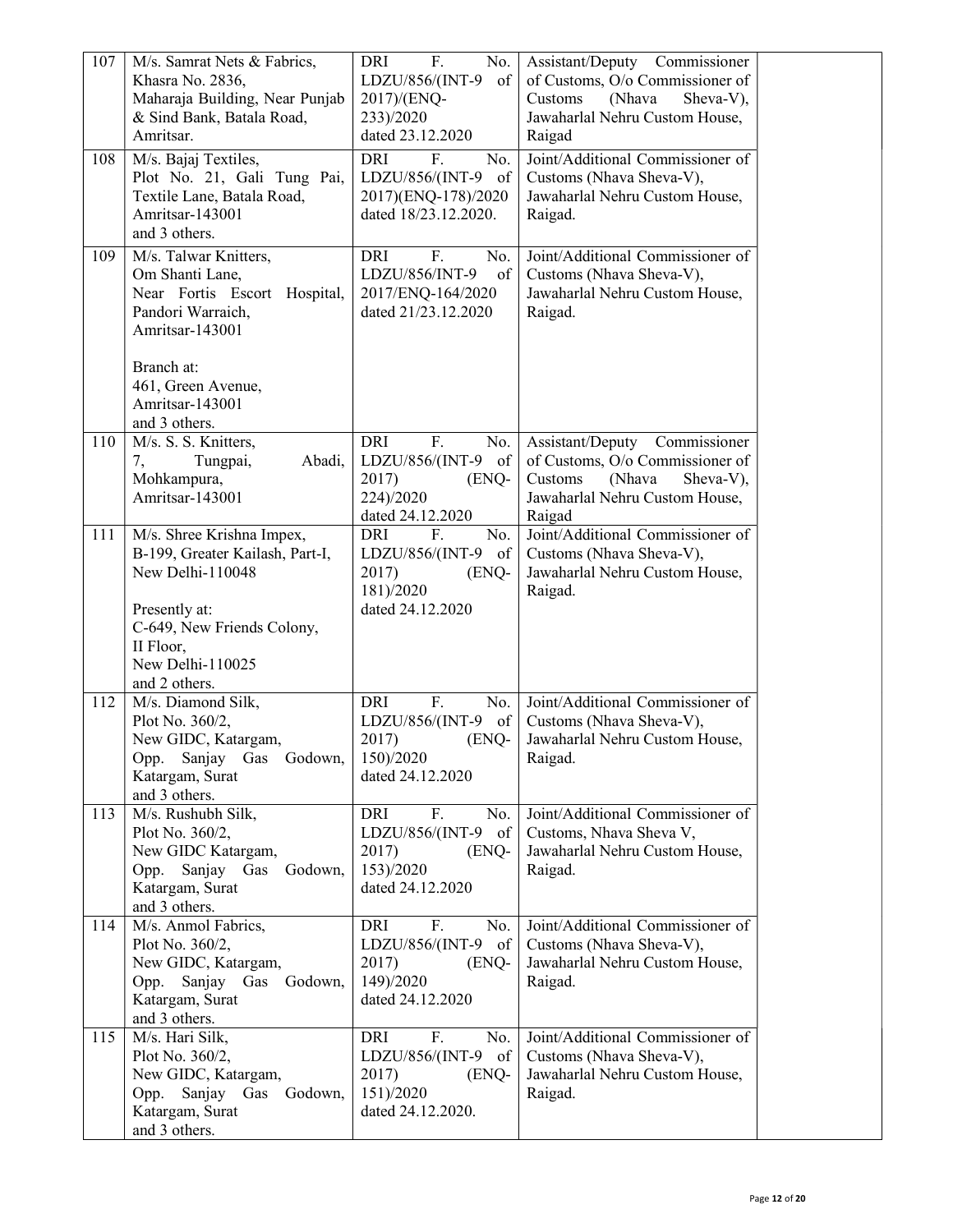| | | | | |
|---|---|---|---|---|
| 107 | M/s. Samrat Nets & Fabrics, Khasra No. 2836, Maharaja Building, Near Punjab & Sind Bank, Batala Road, Amritsar. | DRI F. No. LDZU/856/(INT-9 of 2017)/(ENQ-233)/2020 dated 23.12.2020 | Assistant/Deputy Commissioner of Customs, O/o Commissioner of Customs (Nhava Sheva-V), Jawaharlal Nehru Custom House, Raigad | |
| 108 | M/s. Bajaj Textiles, Plot No. 21, Gali Tung Pai, Textile Lane, Batala Road, Amritsar-143001 and 3 others. | DRI F. No. LDZU/856/(INT-9 of 2017)(ENQ-178)/2020 dated 18/23.12.2020. | Joint/Additional Commissioner of Customs (Nhava Sheva-V), Jawaharlal Nehru Custom House, Raigad. | |
| 109 | M/s. Talwar Knitters, Om Shanti Lane, Near Fortis Escort Hospital, Pandori Warraich, Amritsar-143001<br><br>Branch at: 461, Green Avenue, Amritsar-143001 and 3 others. | DRI F. No. LDZU/856/INT-9 of 2017/ENQ-164/2020 dated 21/23.12.2020 | Joint/Additional Commissioner of Customs (Nhava Sheva-V), Jawaharlal Nehru Custom House, Raigad. | |
| 110 | M/s. S. S. Knitters, 7, Tungpai, Abadi, Mohkampura, Amritsar-143001 | DRI F. No. LDZU/856/(INT-9 of 2017) (ENQ-224)/2020 dated 24.12.2020 | Assistant/Deputy Commissioner of Customs, O/o Commissioner of Customs (Nhava Sheva-V), Jawaharlal Nehru Custom House, Raigad | |
| 111 | M/s. Shree Krishna Impex, B-199, Greater Kailash, Part-I, New Delhi-110048<br><br>Presently at: C-649, New Friends Colony, II Floor, New Delhi-110025 and 2 others. | DRI F. No. LDZU/856/(INT-9 of 2017) (ENQ-181)/2020 dated 24.12.2020 | Joint/Additional Commissioner of Customs (Nhava Sheva-V), Jawaharlal Nehru Custom House, Raigad. | |
| 112 | M/s. Diamond Silk, Plot No. 360/2, New GIDC, Katargam, Opp. Sanjay Gas Godown, Katargam, Surat and 3 others. | DRI F. No. LDZU/856/(INT-9 of 2017) (ENQ-150)/2020 dated 24.12.2020 | Joint/Additional Commissioner of Customs (Nhava Sheva-V), Jawaharlal Nehru Custom House, Raigad. | |
| 113 | M/s. Rushubh Silk, Plot No. 360/2, New GIDC Katargam, Opp. Sanjay Gas Godown, Katargam, Surat and 3 others. | DRI F. No. LDZU/856/(INT-9 of 2017) (ENQ-153)/2020 dated 24.12.2020 | Joint/Additional Commissioner of Customs, Nhava Sheva V, Jawaharlal Nehru Custom House, Raigad. | |
| 114 | M/s. Anmol Fabrics, Plot No. 360/2, New GIDC, Katargam, Opp. Sanjay Gas Godown, Katargam, Surat and 3 others. | DRI F. No. LDZU/856/(INT-9 of 2017) (ENQ-149)/2020 dated 24.12.2020 | Joint/Additional Commissioner of Customs (Nhava Sheva-V), Jawaharlal Nehru Custom House, Raigad. | |
| 115 | M/s. Hari Silk, Plot No. 360/2, New GIDC, Katargam, Opp. Sanjay Gas Godown, Katargam, Surat and 3 others. | DRI F. No. LDZU/856/(INT-9 of 2017) (ENQ-151)/2020 dated 24.12.2020. | Joint/Additional Commissioner of Customs (Nhava Sheva-V), Jawaharlal Nehru Custom House, Raigad. | |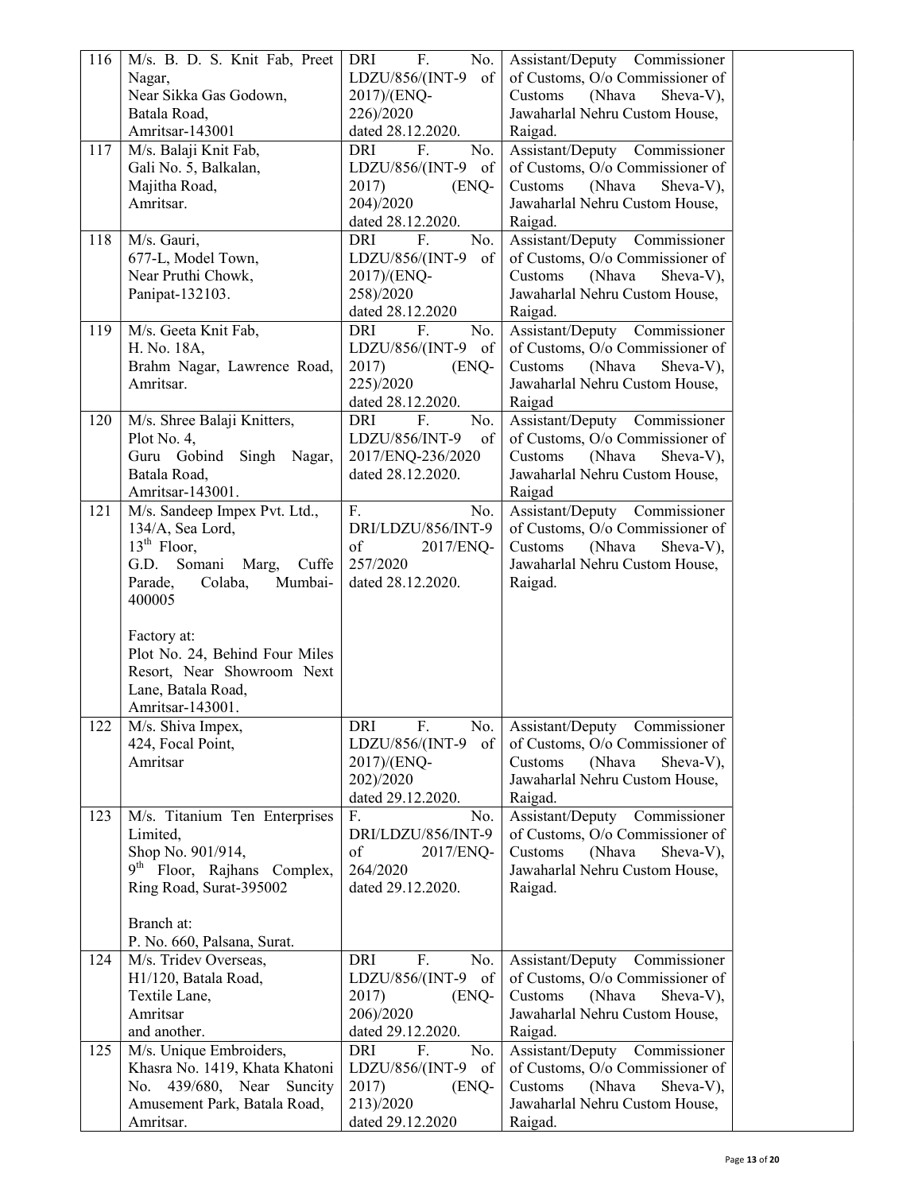| 116 | M/s. B. D. S. Knit Fab, Preet Nagar,<br>Near Sikka Gas Godown,<br>Batala Road,<br>Amritsar-143001 | DRI F. No. LDZU/856/(INT-9 of 2017)/(ENQ-226)/2020<br>dated 28.12.2020. | Assistant/Deputy Commissioner of Customs, O/o Commissioner of Customs (Nhava Sheva-V), Jawaharlal Nehru Custom House, Raigad. | |
|---|---|---|---|---|
| 117 | M/s. Balaji Knit Fab,<br>Gali No. 5, Balkalan,<br>Majitha Road,<br>Amritsar. | DRI F. No. LDZU/856/(INT-9 of 2017) (ENQ-204)/2020<br>dated 28.12.2020. | Assistant/Deputy Commissioner of Customs, O/o Commissioner of Customs (Nhava Sheva-V), Jawaharlal Nehru Custom House, Raigad. | |
| 118 | M/s. Gauri,<br>677-L, Model Town,<br>Near Pruthi Chowk,<br>Panipat-132103. | DRI F. No. LDZU/856/(INT-9 of 2017)/(ENQ-258)/2020<br>dated 28.12.2020 | Assistant/Deputy Commissioner of Customs, O/o Commissioner of Customs (Nhava Sheva-V), Jawaharlal Nehru Custom House, Raigad. | |
| 119 | M/s. Geeta Knit Fab,<br>H. No. 18A,<br>Brahm Nagar, Lawrence Road,<br>Amritsar. | DRI F. No. LDZU/856/(INT-9 of 2017) (ENQ-225)/2020<br>dated 28.12.2020. | Assistant/Deputy Commissioner of Customs, O/o Commissioner of Customs (Nhava Sheva-V), Jawaharlal Nehru Custom House, Raigad | |
| 120 | M/s. Shree Balaji Knitters,<br>Plot No. 4,<br>Guru Gobind Singh Nagar,<br>Batala Road,<br>Amritsar-143001. | DRI F. No. LDZU/856/INT-9 of 2017/ENQ-236/2020<br>dated 28.12.2020. | Assistant/Deputy Commissioner of Customs, O/o Commissioner of Customs (Nhava Sheva-V), Jawaharlal Nehru Custom House, Raigad | |
| 121 | M/s. Sandeep Impex Pvt. Ltd.,<br>134/A, Sea Lord,<br>13th Floor,<br>G.D. Somani Marg, Cuffe Parade, Colaba, Mumbai-400005<br><br>Factory at:<br>Plot No. 24, Behind Four Miles Resort, Near Showroom Next Lane, Batala Road,<br>Amritsar-143001. | F. No. DRI/LDZU/856/INT-9 of 2017/ENQ-257/2020<br>dated 28.12.2020. | Assistant/Deputy Commissioner of Customs, O/o Commissioner of Customs (Nhava Sheva-V), Jawaharlal Nehru Custom House, Raigad. | |
| 122 | M/s. Shiva Impex,<br>424, Focal Point,<br>Amritsar | DRI F. No. LDZU/856/(INT-9 of 2017)/(ENQ-202)/2020<br>dated 29.12.2020. | Assistant/Deputy Commissioner of Customs, O/o Commissioner of Customs (Nhava Sheva-V), Jawaharlal Nehru Custom House, Raigad. | |
| 123 | M/s. Titanium Ten Enterprises Limited,<br>Shop No. 901/914,<br>9th Floor, Rajhans Complex, Ring Road, Surat-395002<br><br>Branch at:<br>P. No. 660, Palsana, Surat. | F. No. DRI/LDZU/856/INT-9 of 2017/ENQ-264/2020<br>dated 29.12.2020. | Assistant/Deputy Commissioner of Customs, O/o Commissioner of Customs (Nhava Sheva-V), Jawaharlal Nehru Custom House, Raigad. | |
| 124 | M/s. Tridev Overseas,<br>H1/120, Batala Road,<br>Textile Lane,<br>Amritsar<br>and another. | DRI F. No. LDZU/856/(INT-9 of 2017) (ENQ-206)/2020<br>dated 29.12.2020. | Assistant/Deputy Commissioner of Customs, O/o Commissioner of Customs (Nhava Sheva-V), Jawaharlal Nehru Custom House, Raigad. | |
| 125 | M/s. Unique Embroiders,<br>Khasra No. 1419, Khata Khatoni No. 439/680, Near Suncity Amusement Park, Batala Road,<br>Amritsar. | DRI F. No. LDZU/856/(INT-9 of 2017) (ENQ-213)/2020<br>dated 29.12.2020 | Assistant/Deputy Commissioner of Customs, O/o Commissioner of Customs (Nhava Sheva-V), Jawaharlal Nehru Custom House, Raigad. | |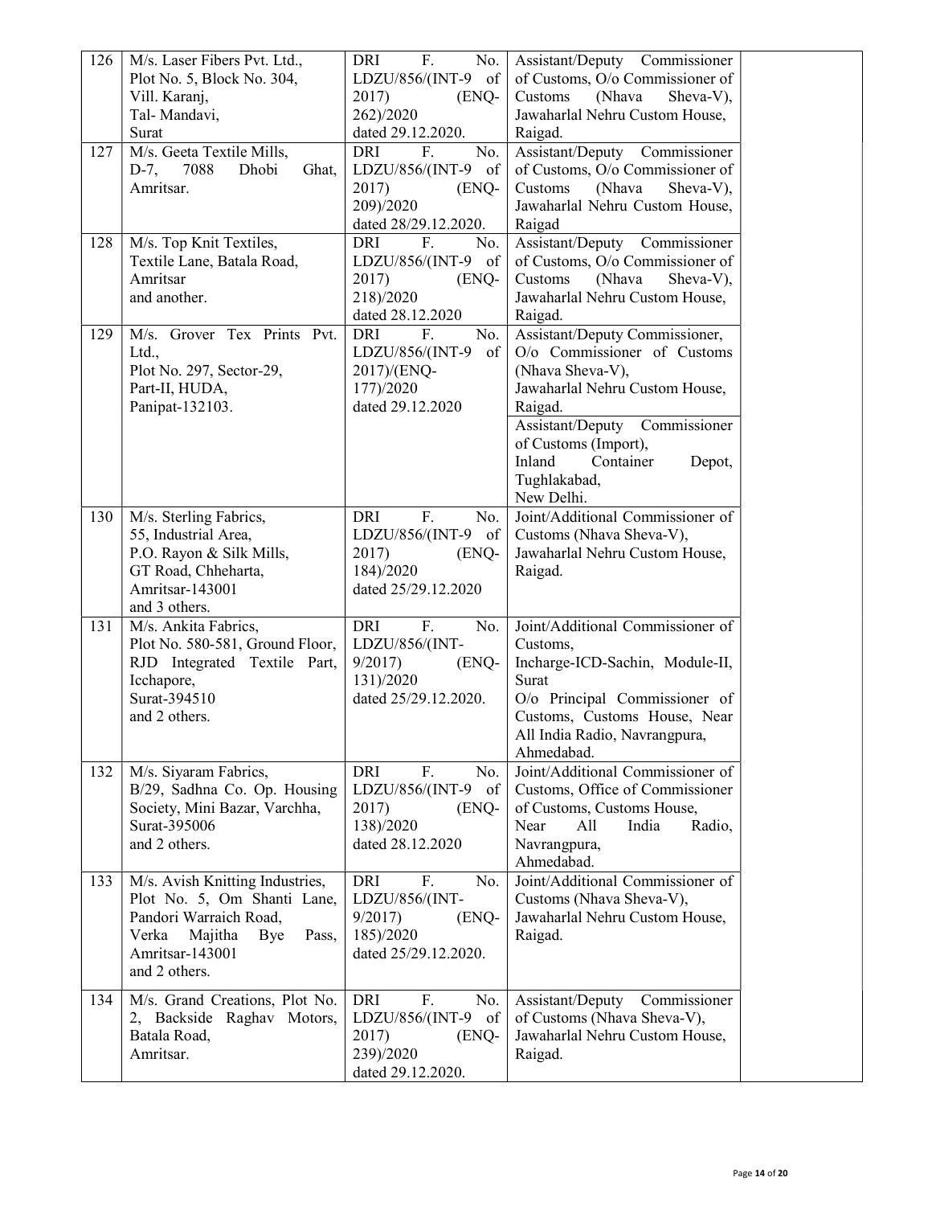| 126 | M/s. Laser Fibers Pvt. Ltd.,<br>Plot No. 5, Block No. 304,<br>Vill. Karanj,<br>Tal- Mandavi,<br>Surat | DRI F. No. LDZU/856/(INT-9 of 2017) (ENQ-262)/2020<br>dated 29.12.2020. | Assistant/Deputy Commissioner of Customs, O/o Commissioner of Customs (Nhava Sheva-V), Jawaharlal Nehru Custom House, Raigad. | |
|---|---|---|---|---|
| 127 | M/s. Geeta Textile Mills,<br>D-7, 7088 Dhobi Ghat,<br>Amritsar. | DRI F. No. LDZU/856/(INT-9 of 2017) (ENQ-209)/2020<br>dated 28/29.12.2020. | Assistant/Deputy Commissioner of Customs, O/o Commissioner of Customs (Nhava Sheva-V), Jawaharlal Nehru Custom House, Raigad | |
| 128 | M/s. Top Knit Textiles,<br>Textile Lane, Batala Road,<br>Amritsar<br>and another. | DRI F. No. LDZU/856/(INT-9 of 2017) (ENQ-218)/2020<br>dated 28.12.2020 | Assistant/Deputy Commissioner of Customs, O/o Commissioner of Customs (Nhava Sheva-V), Jawaharlal Nehru Custom House, Raigad. | |
| 129 | M/s. Grover Tex Prints Pvt. Ltd.,<br>Plot No. 297, Sector-29,<br>Part-II, HUDA,<br>Panipat-132103. | DRI F. No. LDZU/856/(INT-9 of 2017)/(ENQ-177)/2020<br>dated 29.12.2020 | Assistant/Deputy Commissioner, O/o Commissioner of Customs (Nhava Sheva-V),<br>Jawaharlal Nehru Custom House, Raigad.<br>Assistant/Deputy Commissioner of Customs (Import),<br>Inland Container Depot, Tughlakabad,<br>New Delhi. | |
| 130 | M/s. Sterling Fabrics,<br>55, Industrial Area,<br>P.O. Rayon & Silk Mills,<br>GT Road, Chheharta,<br>Amritsar-143001<br>and 3 others. | DRI F. No. LDZU/856/(INT-9 of 2017) (ENQ-184)/2020<br>dated 25/29.12.2020 | Joint/Additional Commissioner of Customs (Nhava Sheva-V),<br>Jawaharlal Nehru Custom House, Raigad. | |
| 131 | M/s. Ankita Fabrics,<br>Plot No. 580-581, Ground Floor,<br>RJD Integrated Textile Part,<br>Icchapore,<br>Surat-394510<br>and 2 others. | DRI F. No. LDZU/856/(INT-9/2017) (ENQ-131)/2020<br>dated 25/29.12.2020. | Joint/Additional Commissioner of Customs,<br>Incharge-ICD-Sachin, Module-II, Surat<br>O/o Principal Commissioner of Customs, Customs House, Near All India Radio, Navrangpura, Ahmedabad. | |
| 132 | M/s. Siyaram Fabrics,<br>B/29, Sadhna Co. Op. Housing Society, Mini Bazar, Varchha,<br>Surat-395006<br>and 2 others. | DRI F. No. LDZU/856/(INT-9 of 2017) (ENQ-138)/2020<br>dated 28.12.2020 | Joint/Additional Commissioner of Customs, Office of Commissioner of Customs, Customs House,<br>Near All India Radio,<br>Navrangpura,<br>Ahmedabad. | |
| 133 | M/s. Avish Knitting Industries,<br>Plot No. 5, Om Shanti Lane,<br>Pandori Warraich Road,<br>Verka Majitha Bye Pass,<br>Amritsar-143001<br>and 2 others. | DRI F. No. LDZU/856/(INT-9/2017) (ENQ-185)/2020<br>dated 25/29.12.2020. | Joint/Additional Commissioner of Customs (Nhava Sheva-V),<br>Jawaharlal Nehru Custom House, Raigad. | |
| 134 | M/s. Grand Creations, Plot No. 2, Backside Raghav Motors,<br>Batala Road,<br>Amritsar. | DRI F. No. LDZU/856/(INT-9 of 2017) (ENQ-239)/2020<br>dated 29.12.2020. | Assistant/Deputy Commissioner of Customs (Nhava Sheva-V),<br>Jawaharlal Nehru Custom House, Raigad. | |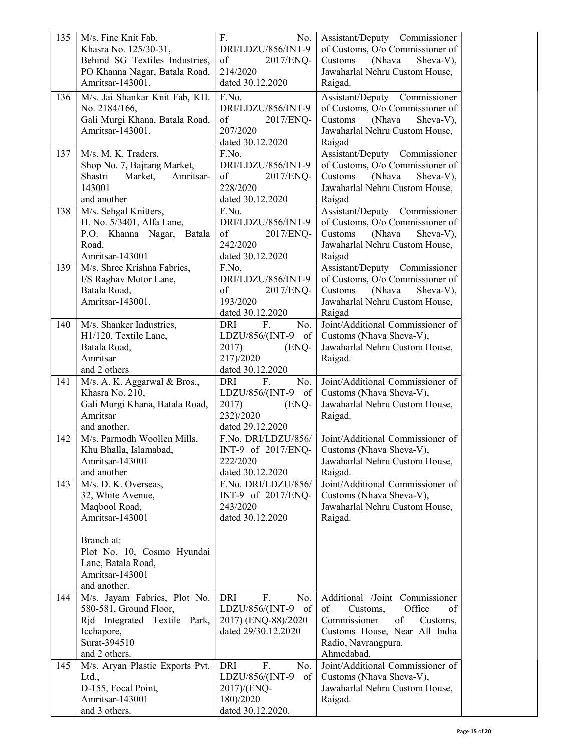| 135 | M/s. Fine Knit Fab, Khasra No. 125/30-31, Behind SG Textiles Industries, PO Khanna Nagar, Batala Road, Amritsar-143001. | F. No. DRI/LDZU/856/INT-9 of 2017/ENQ-214/2020 dated 30.12.2020 | Assistant/Deputy Commissioner of Customs, O/o Commissioner of Customs (Nhava Sheva-V), Jawaharlal Nehru Custom House, Raigad. | |
|---|---|---|---|---|
| 136 | M/s. Jai Shankar Knit Fab, KH. No. 2184/166, Gali Murgi Khana, Batala Road, Amritsar-143001. | F.No. DRI/LDZU/856/INT-9 of 2017/ENQ-207/2020 dated 30.12.2020 | Assistant/Deputy Commissioner of Customs, O/o Commissioner of Customs (Nhava Sheva-V), Jawaharlal Nehru Custom House, Raigad | |
| 137 | M/s. M. K. Traders, Shop No. 7, Bajrang Market, Shastri Market, Amritsar-143001 and another | F.No. DRI/LDZU/856/INT-9 of 2017/ENQ-228/2020 dated 30.12.2020 | Assistant/Deputy Commissioner of Customs, O/o Commissioner of Customs (Nhava Sheva-V), Jawaharlal Nehru Custom House, Raigad | |
| 138 | M/s. Sehgal Knitters, H. No. 5/3401, Alfa Lane, P.O. Khanna Nagar, Batala Road, Amritsar-143001 | F.No. DRI/LDZU/856/INT-9 of 2017/ENQ-242/2020 dated 30.12.2020 | Assistant/Deputy Commissioner of Customs, O/o Commissioner of Customs (Nhava Sheva-V), Jawaharlal Nehru Custom House, Raigad | |
| 139 | M/s. Shree Krishna Fabrics, I/S Raghav Motor Lane, Batala Road, Amritsar-143001. | F.No. DRI/LDZU/856/INT-9 of 2017/ENQ-193/2020 dated 30.12.2020 | Assistant/Deputy Commissioner of Customs, O/o Commissioner of Customs (Nhava Sheva-V), Jawaharlal Nehru Custom House, Raigad | |
| 140 | M/s. Shanker Industries, H1/120, Textile Lane, Batala Road, Amritsar and 2 others | DRI F. No. LDZU/856/(INT-9 of 2017) (ENQ-217)/2020 dated 30.12.2020 | Joint/Additional Commissioner of Customs (Nhava Sheva-V), Jawaharlal Nehru Custom House, Raigad. | |
| 141 | M/s. A. K. Aggarwal & Bros., Khasra No. 210, Gali Murgi Khana, Batala Road, Amritsar and another. | DRI F. No. LDZU/856/(INT-9 of 2017) (ENQ-232)/2020 dated 29.12.2020 | Joint/Additional Commissioner of Customs (Nhava Sheva-V), Jawaharlal Nehru Custom House, Raigad. | |
| 142 | M/s. Parmodh Woollen Mills, Khu Bhalla, Islamabad, Amritsar-143001 and another | F.No. DRI/LDZU/856/ INT-9 of 2017/ENQ-222/2020 dated 30.12.2020 | Joint/Additional Commissioner of Customs (Nhava Sheva-V), Jawaharlal Nehru Custom House, Raigad. | |
| 143 | M/s. D. K. Overseas, 32, White Avenue, Maqbool Road, Amritsar-143001<br><br>Branch at: Plot No. 10, Cosmo Hyundai Lane, Batala Road, Amritsar-143001 and another. | F.No. DRI/LDZU/856/ INT-9 of 2017/ENQ-243/2020 dated 30.12.2020 | Joint/Additional Commissioner of Customs (Nhava Sheva-V), Jawaharlal Nehru Custom House, Raigad. | |
| 144 | M/s. Jayam Fabrics, Plot No. 580-581, Ground Floor, Rjd Integrated Textile Park, Icchapore, Surat-394510 and 2 others. | DRI F. No. LDZU/856/(INT-9 of 2017) (ENQ-88)/2020 dated 29/30.12.2020 | Additional /Joint Commissioner of Customs, Office of Commissioner of Customs, Customs House, Near All India Radio, Navrangpura, Ahmedabad. | |
| 145 | M/s. Aryan Plastic Exports Pvt. Ltd., D-155, Focal Point, Amritsar-143001 and 3 others. | DRI F. No. LDZU/856/(INT-9 of 2017)/(ENQ-180)/2020 dated 30.12.2020. | Joint/Additional Commissioner of Customs (Nhava Sheva-V), Jawaharlal Nehru Custom House, Raigad. | |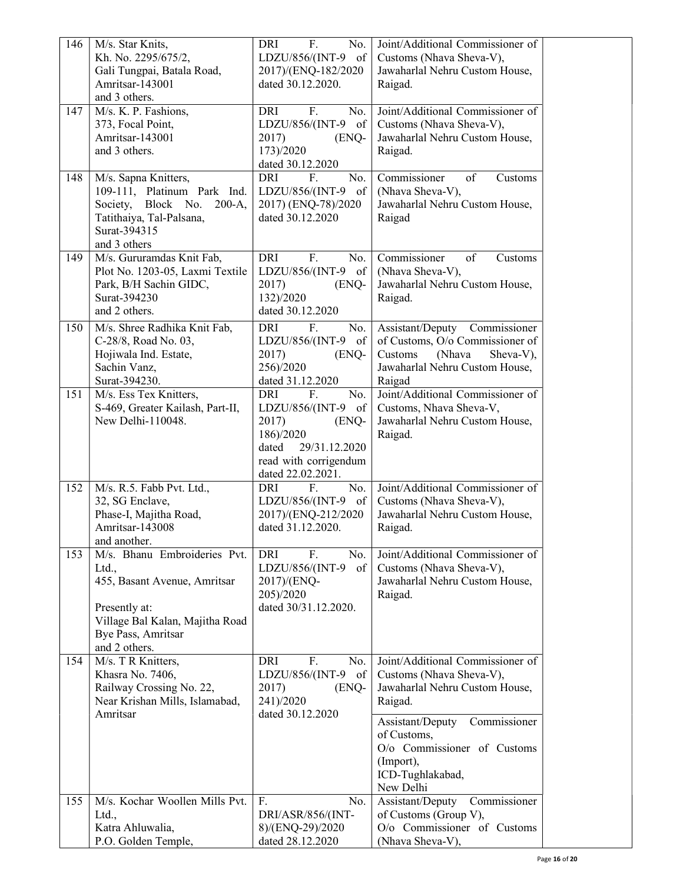| 146 | M/s. Star Knits,<br>Kh. No. 2295/675/2,<br>Gali Tungpai, Batala Road,<br>Amritsar-143001<br>and 3 others. | DRI F. No. LDZU/856/(INT-9 of 2017)/(ENQ-182/2020 dated 30.12.2020. | Joint/Additional Commissioner of Customs (Nhava Sheva-V),<br>Jawaharlal Nehru Custom House,<br>Raigad. | |
|---|---|---|---|---|
| 147 | M/s. K. P. Fashions,<br>373, Focal Point,<br>Amritsar-143001<br>and 3 others. | DRI F. No. LDZU/856/(INT-9 of 2017) (ENQ-173)/2020<br>dated 30.12.2020 | Joint/Additional Commissioner of Customs (Nhava Sheva-V),<br>Jawaharlal Nehru Custom House,<br>Raigad. | |
| 148 | M/s. Sapna Knitters,<br>109-111, Platinum Park Ind. Society, Block No. 200-A,<br>Tatithaiya, Tal-Palsana,<br>Surat-394315<br>and 3 others | DRI F. No. LDZU/856/(INT-9 of 2017) (ENQ-78)/2020<br>dated 30.12.2020 | Commissioner of Customs (Nhava Sheva-V),<br>Jawaharlal Nehru Custom House,<br>Raigad | |
| 149 | M/s. Gururamdas Knit Fab,<br>Plot No. 1203-05, Laxmi Textile Park, B/H Sachin GIDC,<br>Surat-394230<br>and 2 others. | DRI F. No. LDZU/856/(INT-9 of 2017) (ENQ-132)/2020<br>dated 30.12.2020 | Commissioner of Customs (Nhava Sheva-V),<br>Jawaharlal Nehru Custom House,<br>Raigad. | |
| 150 | M/s. Shree Radhika Knit Fab,<br>C-28/8, Road No. 03,<br>Hojiwala Ind. Estate,<br>Sachin Vanz,<br>Surat-394230. | DRI F. No. LDZU/856/(INT-9 of 2017) (ENQ-256)/2020<br>dated 31.12.2020 | Assistant/Deputy Commissioner of Customs, O/o Commissioner of Customs (Nhava Sheva-V),<br>Jawaharlal Nehru Custom House,<br>Raigad | |
| 151 | M/s. Ess Tex Knitters,<br>S-469, Greater Kailash, Part-II,<br>New Delhi-110048. | DRI F. No. LDZU/856/(INT-9 of 2017) (ENQ-186)/2020<br>dated 29/31.12.2020<br>read with corrigendum dated 22.02.2021. | Joint/Additional Commissioner of Customs, Nhava Sheva-V,<br>Jawaharlal Nehru Custom House,<br>Raigad. | |
| 152 | M/s. R.5. Fabb Pvt. Ltd.,<br>32, SG Enclave,<br>Phase-I, Majitha Road,<br>Amritsar-143008<br>and another. | DRI F. No. LDZU/856/(INT-9 of 2017)/(ENQ-212/2020 dated 31.12.2020. | Joint/Additional Commissioner of Customs (Nhava Sheva-V),<br>Jawaharlal Nehru Custom House,<br>Raigad. | |
| 153 | M/s. Bhanu Embroideries Pvt. Ltd.,<br>455, Basant Avenue, Amritsar<br><br>Presently at:<br>Village Bal Kalan, Majitha Road Bye Pass, Amritsar<br>and 2 others. | DRI F. No. LDZU/856/(INT-9 of 2017)/(ENQ-205)/2020<br>dated 30/31.12.2020. | Joint/Additional Commissioner of Customs (Nhava Sheva-V),<br>Jawaharlal Nehru Custom House,<br>Raigad. | |
| 154 | M/s. T R Knitters,<br>Khasra No. 7406,<br>Railway Crossing No. 22,<br>Near Krishan Mills, Islamabad,<br>Amritsar | DRI F. No. LDZU/856/(INT-9 of 2017) (ENQ-241)/2020<br>dated 30.12.2020 | Joint/Additional Commissioner of Customs (Nhava Sheva-V),<br>Jawaharlal Nehru Custom House,<br>Raigad.<br><br>Assistant/Deputy Commissioner of Customs,<br>O/o Commissioner of Customs (Import),<br>ICD-Tughlakabad,<br>New Delhi | |
| 155 | M/s. Kochar Woollen Mills Pvt. Ltd.,<br>Katra Ahluwalia,<br>P.O. Golden Temple, | F. No. DRI/ASR/856/(INT-8)/(ENQ-29)/2020<br>dated 28.12.2020 | Assistant/Deputy Commissioner of Customs (Group V),<br>O/o Commissioner of Customs (Nhava Sheva-V), | |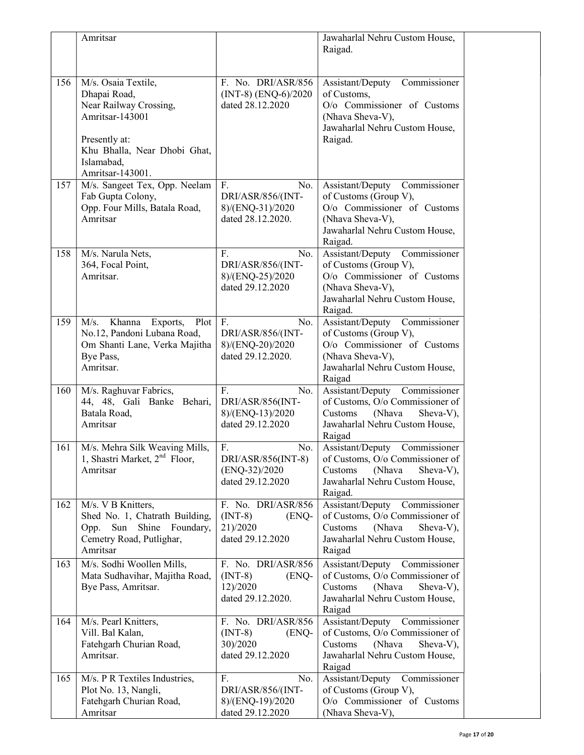|  |  |  |  |  |
|---|---|---|---|---|
|  | Amritsar |  | Jawaharlal Nehru Custom House, Raigad. |  |
| 156 | M/s. Osaia Textile, Dhapai Road, Near Railway Crossing, Amritsar-143001<br><br>Presently at: Khu Bhalla, Near Dhobi Ghat, Islamabad, Amritsar-143001. | F. No. DRI/ASR/856 (INT-8) (ENQ-6)/2020 dated 28.12.2020 | Assistant/Deputy Commissioner of Customs, O/o Commissioner of Customs (Nhava Sheva-V), Jawaharlal Nehru Custom House, Raigad. |  |
| 157 | M/s. Sangeet Tex, Opp. Neelam Fab Gupta Colony, Opp. Four Mills, Batala Road, Amritsar | F. No. DRI/ASR/856/(INT-8)/(ENQ-31)/2020 dated 28.12.2020. | Assistant/Deputy Commissioner of Customs (Group V), O/o Commissioner of Customs (Nhava Sheva-V), Jawaharlal Nehru Custom House, Raigad. |  |
| 158 | M/s. Narula Nets, 364, Focal Point, Amritsar. | F. No. DRI/ASR/856/(INT-8)/(ENQ-25)/2020 dated 29.12.2020 | Assistant/Deputy Commissioner of Customs (Group V), O/o Commissioner of Customs (Nhava Sheva-V), Jawaharlal Nehru Custom House, Raigad. |  |
| 159 | M/s. Khanna Exports, Plot No.12, Pandoni Lubana Road, Om Shanti Lane, Verka Majitha Bye Pass, Amritsar. | F. No. DRI/ASR/856/(INT-8)/(ENQ-20)/2020 dated 29.12.2020. | Assistant/Deputy Commissioner of Customs (Group V), O/o Commissioner of Customs (Nhava Sheva-V), Jawaharlal Nehru Custom House, Raigad |  |
| 160 | M/s. Raghuvar Fabrics, 44, 48, Gali Banke Behari, Batala Road, Amritsar | F. No. DRI/ASR/856(INT-8)/(ENQ-13)/2020 dated 29.12.2020 | Assistant/Deputy Commissioner of Customs, O/o Commissioner of Customs (Nhava Sheva-V), Jawaharlal Nehru Custom House, Raigad |  |
| 161 | M/s. Mehra Silk Weaving Mills, 1, Shastri Market, 2nd Floor, Amritsar | F. No. DRI/ASR/856(INT-8) (ENQ-32)/2020 dated 29.12.2020 | Assistant/Deputy Commissioner of Customs, O/o Commissioner of Customs (Nhava Sheva-V), Jawaharlal Nehru Custom House, Raigad. |  |
| 162 | M/s. V B Knitters, Shed No. 1, Chatrath Building, Opp. Sun Shine Foundary, Cemetry Road, Putlighar, Amritsar | F. No. DRI/ASR/856 (INT-8) (ENQ-21)/2020 dated 29.12.2020 | Assistant/Deputy Commissioner of Customs, O/o Commissioner of Customs (Nhava Sheva-V), Jawaharlal Nehru Custom House, Raigad |  |
| 163 | M/s. Sodhi Woollen Mills, Mata Sudhavihar, Majitha Road, Bye Pass, Amritsar. | F. No. DRI/ASR/856 (INT-8) (ENQ-12)/2020 dated 29.12.2020. | Assistant/Deputy Commissioner of Customs, O/o Commissioner of Customs (Nhava Sheva-V), Jawaharlal Nehru Custom House, Raigad |  |
| 164 | M/s. Pearl Knitters, Vill. Bal Kalan, Fatehgarh Churian Road, Amritsar. | F. No. DRI/ASR/856 (INT-8) (ENQ-30)/2020 dated 29.12.2020 | Assistant/Deputy Commissioner of Customs, O/o Commissioner of Customs (Nhava Sheva-V), Jawaharlal Nehru Custom House, Raigad |  |
| 165 | M/s. P R Textiles Industries, Plot No. 13, Nangli, Fatehgarh Churian Road, Amritsar | F. No. DRI/ASR/856/(INT-8)/(ENQ-19)/2020 dated 29.12.2020 | Assistant/Deputy Commissioner of Customs (Group V), O/o Commissioner of Customs (Nhava Sheva-V), |  |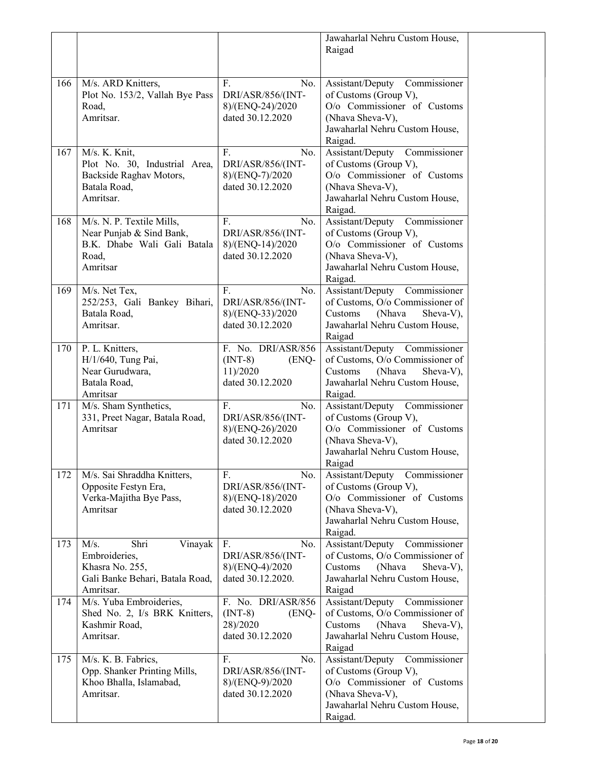| | | | | |
|---|---|---|---|---|
| | | | Jawaharlal Nehru Custom House, Raigad | |
| 166 | M/s. ARD Knitters, Plot No. 153/2, Vallah Bye Pass Road, Amritsar. | F. No. DRI/ASR/856/(INT-8)/(ENQ-24)/2020 dated 30.12.2020 | Assistant/Deputy Commissioner of Customs (Group V), O/o Commissioner of Customs (Nhava Sheva-V), Jawaharlal Nehru Custom House, Raigad. | |
| 167 | M/s. K. Knit, Plot No. 30, Industrial Area, Backside Raghav Motors, Batala Road, Amritsar. | F. No. DRI/ASR/856/(INT-8)/(ENQ-7)/2020 dated 30.12.2020 | Assistant/Deputy Commissioner of Customs (Group V), O/o Commissioner of Customs (Nhava Sheva-V), Jawaharlal Nehru Custom House, Raigad. | |
| 168 | M/s. N. P. Textile Mills, Near Punjab & Sind Bank, B.K. Dhabe Wali Gali Batala Road, Amritsar | F. No. DRI/ASR/856/(INT-8)/(ENQ-14)/2020 dated 30.12.2020 | Assistant/Deputy Commissioner of Customs (Group V), O/o Commissioner of Customs (Nhava Sheva-V), Jawaharlal Nehru Custom House, Raigad. | |
| 169 | M/s. Net Tex, 252/253, Gali Bankey Bihari, Batala Road, Amritsar. | F. No. DRI/ASR/856/(INT-8)/(ENQ-33)/2020 dated 30.12.2020 | Assistant/Deputy Commissioner of Customs, O/o Commissioner of Customs (Nhava Sheva-V), Jawaharlal Nehru Custom House, Raigad | |
| 170 | P. L. Knitters, H/1/640, Tung Pai, Near Gurudwara, Batala Road, Amritsar | F. No. DRI/ASR/856 (INT-8) (ENQ-11)/2020 dated 30.12.2020 | Assistant/Deputy Commissioner of Customs, O/o Commissioner of Customs (Nhava Sheva-V), Jawaharlal Nehru Custom House, Raigad. | |
| 171 | M/s. Sham Synthetics, 331, Preet Nagar, Batala Road, Amritsar | F. No. DRI/ASR/856/(INT-8)/(ENQ-26)/2020 dated 30.12.2020 | Assistant/Deputy Commissioner of Customs (Group V), O/o Commissioner of Customs (Nhava Sheva-V), Jawaharlal Nehru Custom House, Raigad | |
| 172 | M/s. Sai Shraddha Knitters, Opposite Festyn Era, Verka-Majitha Bye Pass, Amritsar | F. No. DRI/ASR/856/(INT-8)/(ENQ-18)/2020 dated 30.12.2020 | Assistant/Deputy Commissioner of Customs (Group V), O/o Commissioner of Customs (Nhava Sheva-V), Jawaharlal Nehru Custom House, Raigad. | |
| 173 | M/s. Shri Vinayak Embroideries, Khasra No. 255, Gali Banke Behari, Batala Road, Amritsar. | F. No. DRI/ASR/856/(INT-8)/(ENQ-4)/2020 dated 30.12.2020. | Assistant/Deputy Commissioner of Customs, O/o Commissioner of Customs (Nhava Sheva-V), Jawaharlal Nehru Custom House, Raigad | |
| 174 | M/s. Yuba Embroideries, Shed No. 2, I/s BRK Knitters, Kashmir Road, Amritsar. | F. No. DRI/ASR/856 (INT-8) (ENQ-28)/2020 dated 30.12.2020 | Assistant/Deputy Commissioner of Customs, O/o Commissioner of Customs (Nhava Sheva-V), Jawaharlal Nehru Custom House, Raigad | |
| 175 | M/s. K. B. Fabrics, Opp. Shanker Printing Mills, Khoo Bhalla, Islamabad, Amritsar. | F. No. DRI/ASR/856/(INT-8)/(ENQ-9)/2020 dated 30.12.2020 | Assistant/Deputy Commissioner of Customs (Group V), O/o Commissioner of Customs (Nhava Sheva-V), Jawaharlal Nehru Custom House, Raigad. | |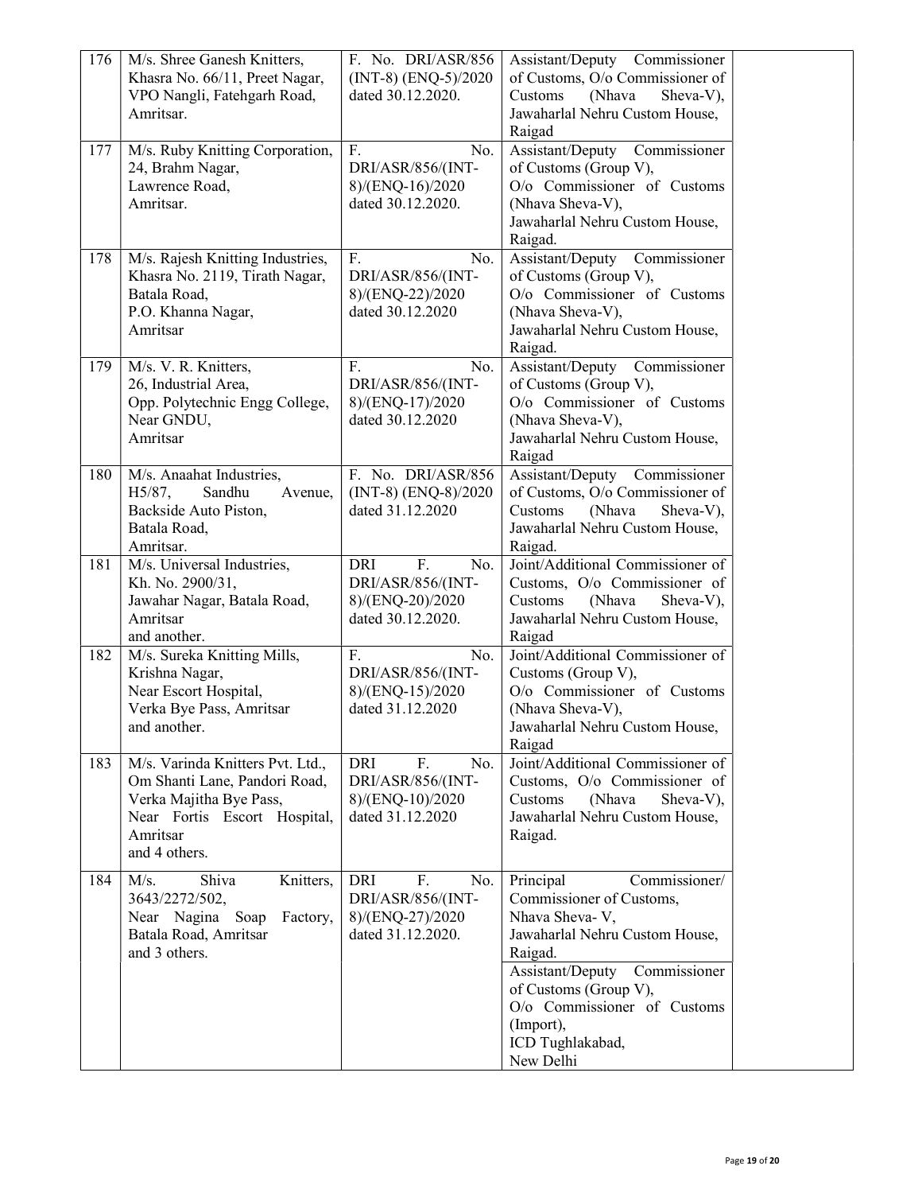| | | | | |
|---|---|---|---|---|
| 176 | M/s. Shree Ganesh Knitters, Khasra No. 66/11, Preet Nagar, VPO Nangli, Fatehgarh Road, Amritsar. | F. No. DRI/ASR/856 (INT-8) (ENQ-5)/2020 dated 30.12.2020. | Assistant/Deputy Commissioner of Customs, O/o Commissioner of Customs (Nhava Sheva-V), Jawaharlal Nehru Custom House, Raigad | |
| 177 | M/s. Ruby Knitting Corporation, 24, Brahm Nagar, Lawrence Road, Amritsar. | F. No. DRI/ASR/856/(INT-8)/(ENQ-16)/2020 dated 30.12.2020. | Assistant/Deputy Commissioner of Customs (Group V), O/o Commissioner of Customs (Nhava Sheva-V), Jawaharlal Nehru Custom House, Raigad. | |
| 178 | M/s. Rajesh Knitting Industries, Khasra No. 2119, Tirath Nagar, Batala Road, P.O. Khanna Nagar, Amritsar | F. No. DRI/ASR/856/(INT-8)/(ENQ-22)/2020 dated 30.12.2020 | Assistant/Deputy Commissioner of Customs (Group V), O/o Commissioner of Customs (Nhava Sheva-V), Jawaharlal Nehru Custom House, Raigad. | |
| 179 | M/s. V. R. Knitters, 26, Industrial Area, Opp. Polytechnic Engg College, Near GNDU, Amritsar | F. No. DRI/ASR/856/(INT-8)/(ENQ-17)/2020 dated 30.12.2020 | Assistant/Deputy Commissioner of Customs (Group V), O/o Commissioner of Customs (Nhava Sheva-V), Jawaharlal Nehru Custom House, Raigad | |
| 180 | M/s. Anaahat Industries, H5/87, Sandhu Avenue, Backside Auto Piston, Batala Road, Amritsar. | F. No. DRI/ASR/856 (INT-8) (ENQ-8)/2020 dated 31.12.2020 | Assistant/Deputy Commissioner of Customs, O/o Commissioner of Customs (Nhava Sheva-V), Jawaharlal Nehru Custom House, Raigad. | |
| 181 | M/s. Universal Industries, Kh. No. 2900/31, Jawahar Nagar, Batala Road, Amritsar and another. | DRI F. No. DRI/ASR/856/(INT-8)/(ENQ-20)/2020 dated 30.12.2020. | Joint/Additional Commissioner of Customs, O/o Commissioner of Customs (Nhava Sheva-V), Jawaharlal Nehru Custom House, Raigad | |
| 182 | M/s. Sureka Knitting Mills, Krishna Nagar, Near Escort Hospital, Verka Bye Pass, Amritsar and another. | F. No. DRI/ASR/856/(INT-8)/(ENQ-15)/2020 dated 31.12.2020 | Joint/Additional Commissioner of Customs (Group V), O/o Commissioner of Customs (Nhava Sheva-V), Jawaharlal Nehru Custom House, Raigad | |
| 183 | M/s. Varinda Knitters Pvt. Ltd., Om Shanti Lane, Pandori Road, Verka Majitha Bye Pass, Near Fortis Escort Hospital, Amritsar and 4 others. | DRI F. No. DRI/ASR/856/(INT-8)/(ENQ-10)/2020 dated 31.12.2020 | Joint/Additional Commissioner of Customs, O/o Commissioner of Customs (Nhava Sheva-V), Jawaharlal Nehru Custom House, Raigad. | |
| 184 | M/s. Shiva Knitters, 3643/2272/502, Near Nagina Soap Factory, Batala Road, Amritsar and 3 others. | DRI F. No. DRI/ASR/856/(INT-8)/(ENQ-27)/2020 dated 31.12.2020. | Principal Commissioner/ Commissioner of Customs, Nhava Sheva- V, Jawaharlal Nehru Custom House, Raigad. | |
| | | | Assistant/Deputy Commissioner of Customs (Group V), O/o Commissioner of Customs (Import), ICD Tughlakabad, New Delhi | |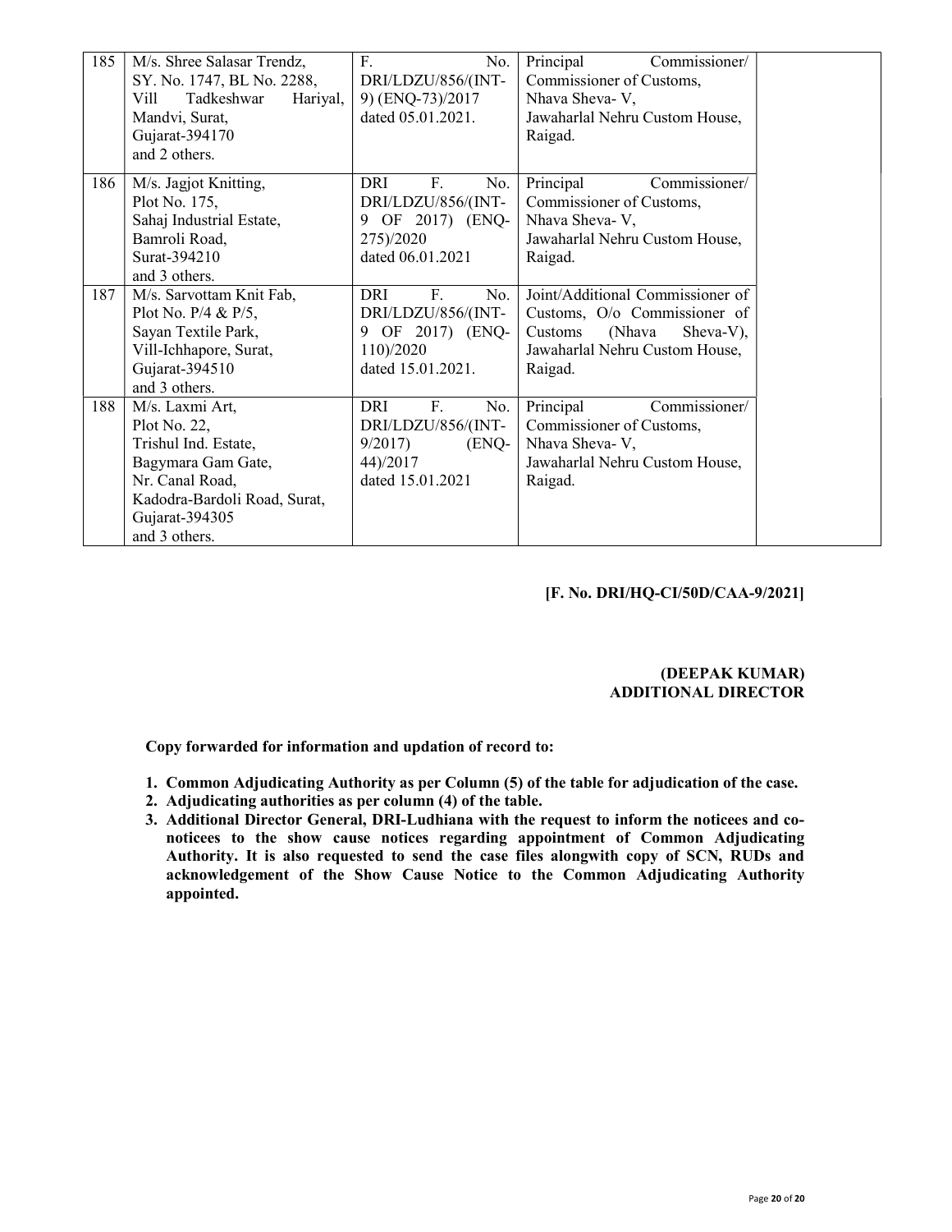| | | | | |
|---|---|---|---|---|
| 185 | M/s. Shree Salasar Trendz, SY. No. 1747, BL No. 2288, Vill Tadkeshwar Hariyal, Mandvi, Surat, Gujarat-394170 and 2 others. | F. No. DRI/LDZU/856/(INT-9) (ENQ-73)/2017 dated 05.01.2021. | Principal Commissioner/ Commissioner of Customs, Nhava Sheva- V, Jawaharlal Nehru Custom House, Raigad. | |
| 186 | M/s. Jagjot Knitting, Plot No. 175, Sahaj Industrial Estate, Bamroli Road, Surat-394210 and 3 others. | DRI F. No. DRI/LDZU/856/(INT-9 OF 2017) (ENQ-275)/2020 dated 06.01.2021 | Principal Commissioner/ Commissioner of Customs, Nhava Sheva- V, Jawaharlal Nehru Custom House, Raigad. | |
| 187 | M/s. Sarvottam Knit Fab, Plot No. P/4 & P/5, Sayan Textile Park, Vill-Ichhapore, Surat, Gujarat-394510 and 3 others. | DRI F. No. DRI/LDZU/856/(INT-9 OF 2017) (ENQ-110)/2020 dated 15.01.2021. | Joint/Additional Commissioner of Customs, O/o Commissioner of Customs (Nhava Sheva-V), Jawaharlal Nehru Custom House, Raigad. | |
| 188 | M/s. Laxmi Art, Plot No. 22, Trishul Ind. Estate, Bagymara Gam Gate, Nr. Canal Road, Kadodra-Bardoli Road, Surat, Gujarat-394305 and 3 others. | DRI F. No. DRI/LDZU/856/(INT-9/2017) (ENQ-44)/2017 dated 15.01.2021 | Principal Commissioner/ Commissioner of Customs, Nhava Sheva- V, Jawaharlal Nehru Custom House, Raigad. | |

**[F. No. DRI/HQ-CI/50D/CAA-9/2021]**

**(DEEPAK KUMAR)**
**ADDITIONAL DIRECTOR**

**Copy forwarded for information and updation of record to:**

1. **Common Adjudicating Authority as per Column (5) of the table for adjudication of the case.**
2. **Adjudicating authorities as per column (4) of the table.**
3. **Additional Director General, DRI-Ludhiana with the request to inform the noticees and co-noticees to the show cause notices regarding appointment of Common Adjudicating Authority. It is also requested to send the case files alongwith copy of SCN, RUDs and acknowledgement of the Show Cause Notice to the Common Adjudicating Authority appointed.**